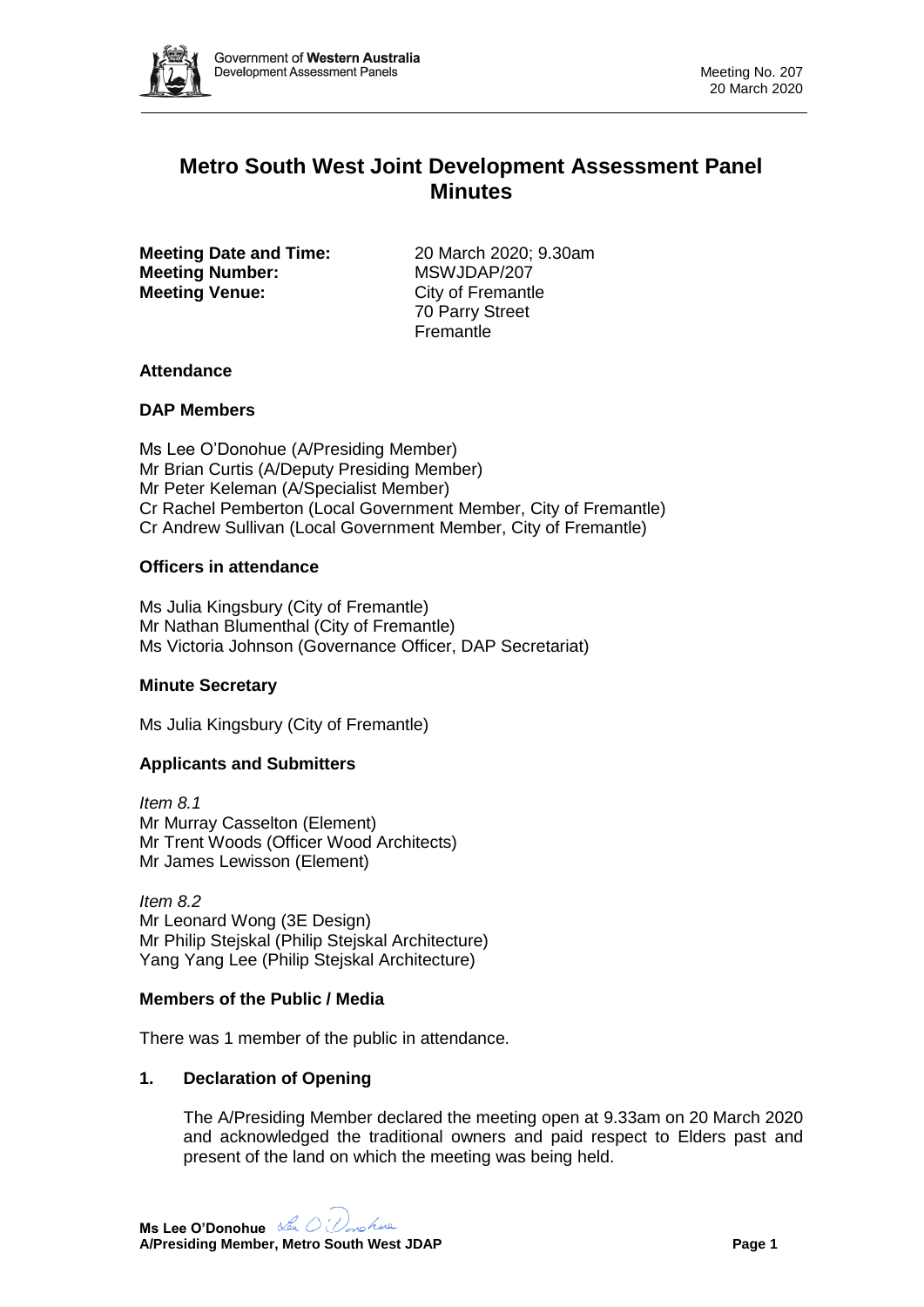# Metro South West Joint Development Assessment Panel Minutes

**Meeting Date and Time:** 20 March 2020; 9.30am
**Meeting Number:** MSWJDAP/207
**Meeting Venue:** City of Fremantle
70 Parry Street
Fremantle

## Attendance

### DAP Members

Ms Lee O'Donohue (A/Presiding Member)
Mr Brian Curtis (A/Deputy Presiding Member)
Mr Peter Keleman (A/Specialist Member)
Cr Rachel Pemberton (Local Government Member, City of Fremantle)
Cr Andrew Sullivan (Local Government Member, City of Fremantle)

### Officers in attendance

Ms Julia Kingsbury (City of Fremantle)
Mr Nathan Blumenthal (City of Fremantle)
Ms Victoria Johnson (Governance Officer, DAP Secretariat)

### Minute Secretary

Ms Julia Kingsbury (City of Fremantle)

### Applicants and Submitters

*Item 8.1*
Mr Murray Casselton (Element)
Mr Trent Woods (Officer Wood Architects)
Mr James Lewisson (Element)

*Item 8.2*
Mr Leonard Wong (3E Design)
Mr Philip Stejskal (Philip Stejskal Architecture)
Yang Yang Lee (Philip Stejskal Architecture)

### Members of the Public / Media

There was 1 member of the public in attendance.

## 1. Declaration of Opening

The A/Presiding Member declared the meeting open at 9.33am on 20 March 2020 and acknowledged the traditional owners and paid respect to Elders past and present of the land on which the meeting was being held.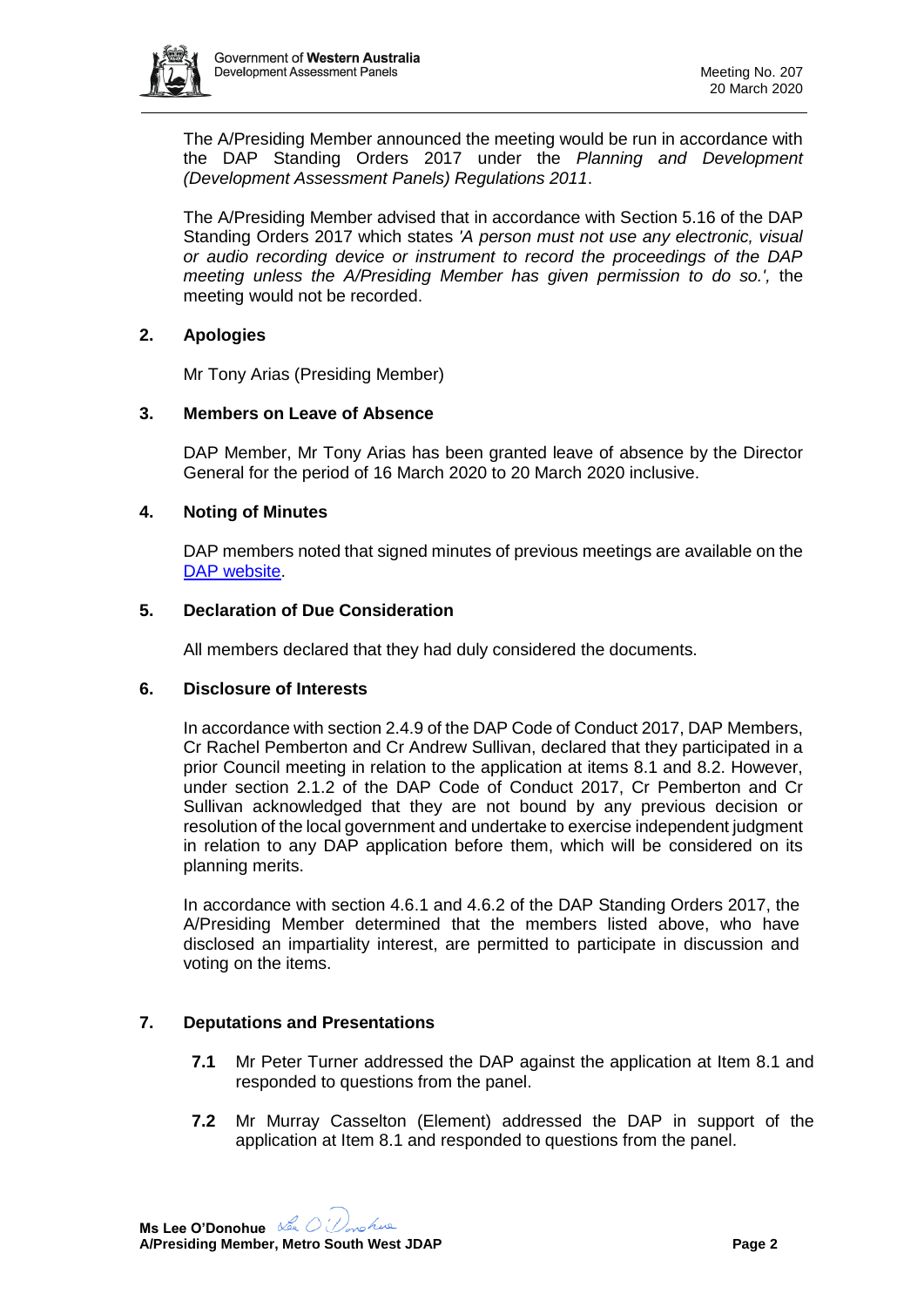The A/Presiding Member announced the meeting would be run in accordance with the DAP Standing Orders 2017 under the *Planning and Development (Development Assessment Panels) Regulations 2011*.

The A/Presiding Member advised that in accordance with Section 5.16 of the DAP Standing Orders 2017 which states *'A person must not use any electronic, visual or audio recording device or instrument to record the proceedings of the DAP meeting unless the A/Presiding Member has given permission to do so.',* the meeting would not be recorded.

## 2. Apologies

Mr Tony Arias (Presiding Member)

## 3. Members on Leave of Absence

DAP Member, Mr Tony Arias has been granted leave of absence by the Director General for the period of 16 March 2020 to 20 March 2020 inclusive.

## 4. Noting of Minutes

DAP members noted that signed minutes of previous meetings are available on the DAP website.

## 5. Declaration of Due Consideration

All members declared that they had duly considered the documents.

## 6. Disclosure of Interests

In accordance with section 2.4.9 of the DAP Code of Conduct 2017, DAP Members, Cr Rachel Pemberton and Cr Andrew Sullivan, declared that they participated in a prior Council meeting in relation to the application at items 8.1 and 8.2. However, under section 2.1.2 of the DAP Code of Conduct 2017, Cr Pemberton and Cr Sullivan acknowledged that they are not bound by any previous decision or resolution of the local government and undertake to exercise independent judgment in relation to any DAP application before them, which will be considered on its planning merits.

In accordance with section 4.6.1 and 4.6.2 of the DAP Standing Orders 2017, the A/Presiding Member determined that the members listed above, who have disclosed an impartiality interest, are permitted to participate in discussion and voting on the items.

## 7. Deputations and Presentations

**7.1** Mr Peter Turner addressed the DAP against the application at Item 8.1 and responded to questions from the panel.

**7.2** Mr Murray Casselton (Element) addressed the DAP in support of the application at Item 8.1 and responded to questions from the panel.

**Ms Lee O'Donohue**
**A/Presiding Member, Metro South West JDAP**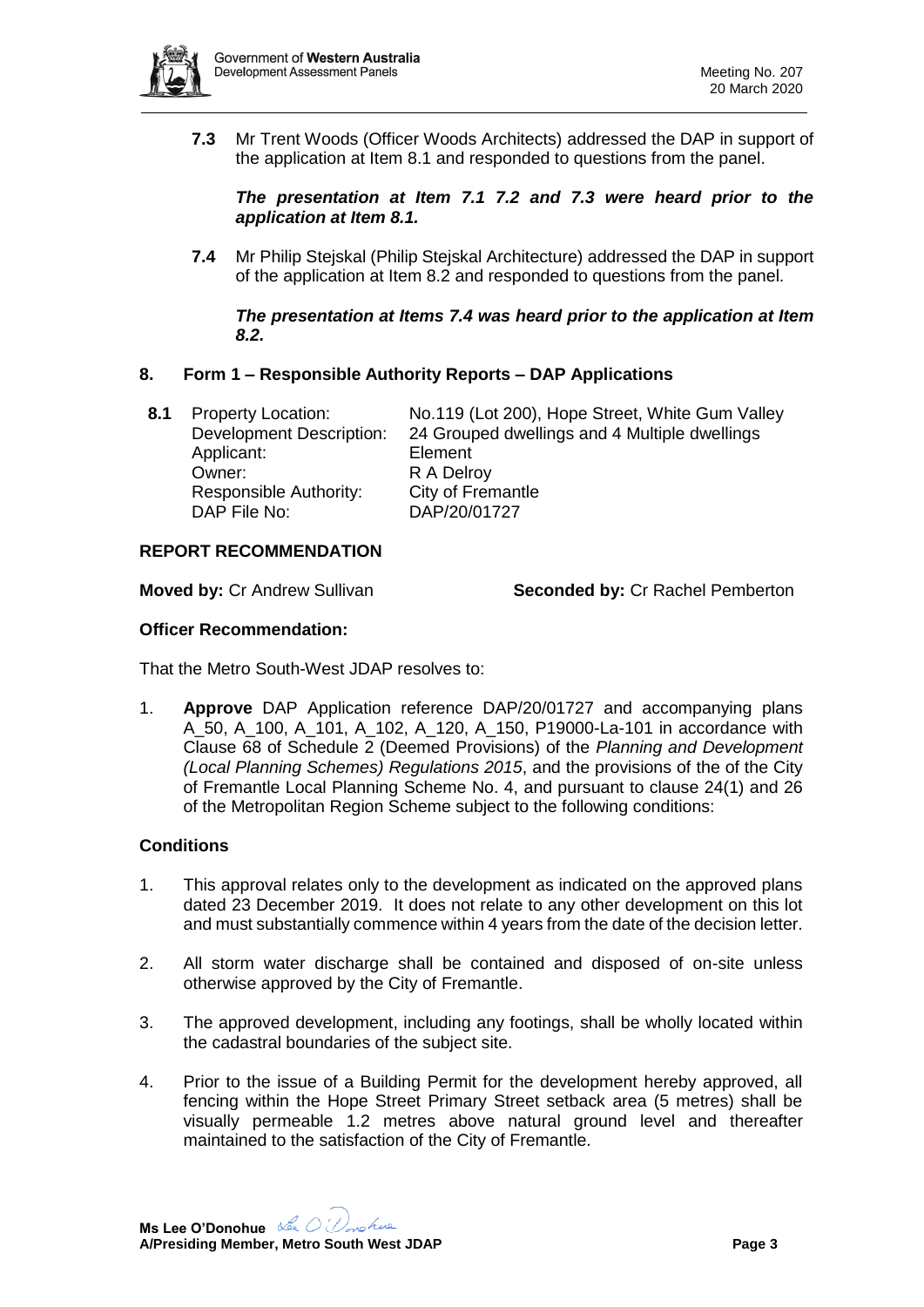**7.3** Mr Trent Woods (Officer Woods Architects) addressed the DAP in support of the application at Item 8.1 and responded to questions from the panel.

***The presentation at Item 7.1 7.2 and 7.3 were heard prior to the application at Item 8.1.***

**7.4** Mr Philip Stejskal (Philip Stejskal Architecture) addressed the DAP in support of the application at Item 8.2 and responded to questions from the panel.

***The presentation at Items 7.4 was heard prior to the application at Item 8.2.***

## 8. Form 1 – Responsible Authority Reports – DAP Applications

**8.1**

| | |
|---|---|
| Property Location: | No.119 (Lot 200), Hope Street, White Gum Valley |
| Development Description: | 24 Grouped dwellings and 4 Multiple dwellings |
| Applicant: | Element |
| Owner: | R A Delroy |
| Responsible Authority: | City of Fremantle |
| DAP File No: | DAP/20/01727 |

### REPORT RECOMMENDATION

**Moved by:** Cr Andrew Sullivan **Seconded by:** Cr Rachel Pemberton

**Officer Recommendation:**

That the Metro South-West JDAP resolves to:

1. **Approve** DAP Application reference DAP/20/01727 and accompanying plans A_50, A_100, A_101, A_102, A_120, A_150, P19000-La-101 in accordance with Clause 68 of Schedule 2 (Deemed Provisions) of the *Planning and Development (Local Planning Schemes) Regulations 2015*, and the provisions of the of the City of Fremantle Local Planning Scheme No. 4, and pursuant to clause 24(1) and 26 of the Metropolitan Region Scheme subject to the following conditions:

### Conditions

1. This approval relates only to the development as indicated on the approved plans dated 23 December 2019. It does not relate to any other development on this lot and must substantially commence within 4 years from the date of the decision letter.
2. All storm water discharge shall be contained and disposed of on-site unless otherwise approved by the City of Fremantle.
3. The approved development, including any footings, shall be wholly located within the cadastral boundaries of the subject site.
4. Prior to the issue of a Building Permit for the development hereby approved, all fencing within the Hope Street Primary Street setback area (5 metres) shall be visually permeable 1.2 metres above natural ground level and thereafter maintained to the satisfaction of the City of Fremantle.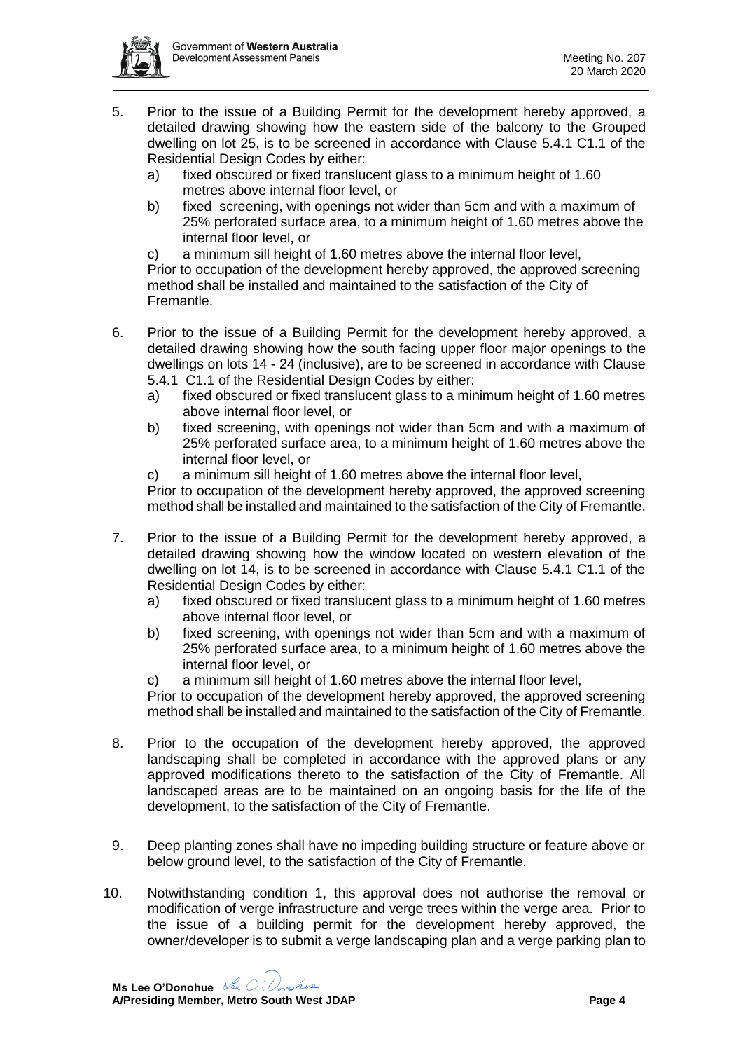5. Prior to the issue of a Building Permit for the development hereby approved, a detailed drawing showing how the eastern side of the balcony to the Grouped dwelling on lot 25, is to be screened in accordance with Clause 5.4.1 C1.1 of the Residential Design Codes by either:
   a) fixed obscured or fixed translucent glass to a minimum height of 1.60 metres above internal floor level, or
   b) fixed screening, with openings not wider than 5cm and with a maximum of 25% perforated surface area, to a minimum height of 1.60 metres above the internal floor level, or
   c) a minimum sill height of 1.60 metres above the internal floor level,

   Prior to occupation of the development hereby approved, the approved screening method shall be installed and maintained to the satisfaction of the City of Fremantle.

6. Prior to the issue of a Building Permit for the development hereby approved, a detailed drawing showing how the south facing upper floor major openings to the dwellings on lots 14 - 24 (inclusive), are to be screened in accordance with Clause 5.4.1 C1.1 of the Residential Design Codes by either:
   a) fixed obscured or fixed translucent glass to a minimum height of 1.60 metres above internal floor level, or
   b) fixed screening, with openings not wider than 5cm and with a maximum of 25% perforated surface area, to a minimum height of 1.60 metres above the internal floor level, or
   c) a minimum sill height of 1.60 metres above the internal floor level,

   Prior to occupation of the development hereby approved, the approved screening method shall be installed and maintained to the satisfaction of the City of Fremantle.

7. Prior to the issue of a Building Permit for the development hereby approved, a detailed drawing showing how the window located on western elevation of the dwelling on lot 14, is to be screened in accordance with Clause 5.4.1 C1.1 of the Residential Design Codes by either:
   a) fixed obscured or fixed translucent glass to a minimum height of 1.60 metres above internal floor level, or
   b) fixed screening, with openings not wider than 5cm and with a maximum of 25% perforated surface area, to a minimum height of 1.60 metres above the internal floor level, or
   c) a minimum sill height of 1.60 metres above the internal floor level,

   Prior to occupation of the development hereby approved, the approved screening method shall be installed and maintained to the satisfaction of the City of Fremantle.

8. Prior to the occupation of the development hereby approved, the approved landscaping shall be completed in accordance with the approved plans or any approved modifications thereto to the satisfaction of the City of Fremantle. All landscaped areas are to be maintained on an ongoing basis for the life of the development, to the satisfaction of the City of Fremantle.

9. Deep planting zones shall have no impeding building structure or feature above or below ground level, to the satisfaction of the City of Fremantle.

10. Notwithstanding condition 1, this approval does not authorise the removal or modification of verge infrastructure and verge trees within the verge area. Prior to the issue of a building permit for the development hereby approved, the owner/developer is to submit a verge landscaping plan and a verge parking plan to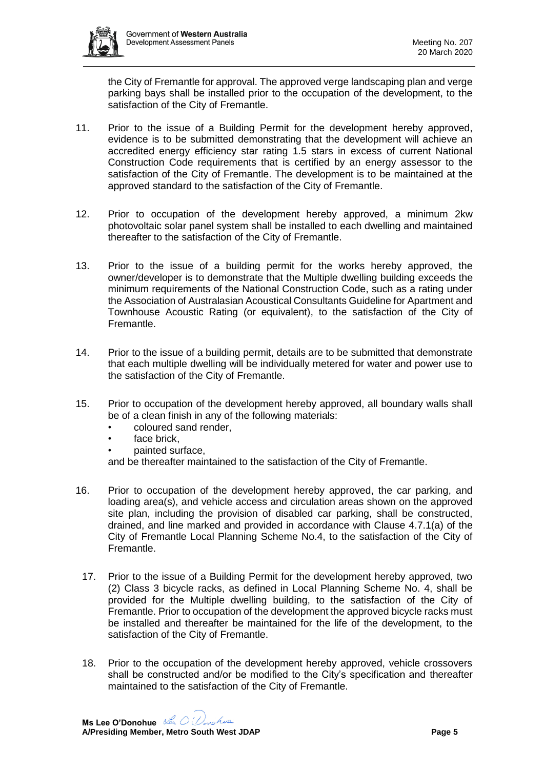the City of Fremantle for approval. The approved verge landscaping plan and verge parking bays shall be installed prior to the occupation of the development, to the satisfaction of the City of Fremantle.

11. Prior to the issue of a Building Permit for the development hereby approved, evidence is to be submitted demonstrating that the development will achieve an accredited energy efficiency star rating 1.5 stars in excess of current National Construction Code requirements that is certified by an energy assessor to the satisfaction of the City of Fremantle. The development is to be maintained at the approved standard to the satisfaction of the City of Fremantle.

12. Prior to occupation of the development hereby approved, a minimum 2kw photovoltaic solar panel system shall be installed to each dwelling and maintained thereafter to the satisfaction of the City of Fremantle.

13. Prior to the issue of a building permit for the works hereby approved, the owner/developer is to demonstrate that the Multiple dwelling building exceeds the minimum requirements of the National Construction Code, such as a rating under the Association of Australasian Acoustical Consultants Guideline for Apartment and Townhouse Acoustic Rating (or equivalent), to the satisfaction of the City of Fremantle.

14. Prior to the issue of a building permit, details are to be submitted that demonstrate that each multiple dwelling will be individually metered for water and power use to the satisfaction of the City of Fremantle.

15. Prior to occupation of the development hereby approved, all boundary walls shall be of a clean finish in any of the following materials:
    - coloured sand render,
    - face brick,
    - painted surface,

    and be thereafter maintained to the satisfaction of the City of Fremantle.

16. Prior to occupation of the development hereby approved, the car parking, and loading area(s), and vehicle access and circulation areas shown on the approved site plan, including the provision of disabled car parking, shall be constructed, drained, and line marked and provided in accordance with Clause 4.7.1(a) of the City of Fremantle Local Planning Scheme No.4, to the satisfaction of the City of Fremantle.

17. Prior to the issue of a Building Permit for the development hereby approved, two (2) Class 3 bicycle racks, as defined in Local Planning Scheme No. 4, shall be provided for the Multiple dwelling building, to the satisfaction of the City of Fremantle. Prior to occupation of the development the approved bicycle racks must be installed and thereafter be maintained for the life of the development, to the satisfaction of the City of Fremantle.

18. Prior to the occupation of the development hereby approved, vehicle crossovers shall be constructed and/or be modified to the City's specification and thereafter maintained to the satisfaction of the City of Fremantle.

**Ms Lee O'Donohue**
**A/Presiding Member, Metro South West JDAP**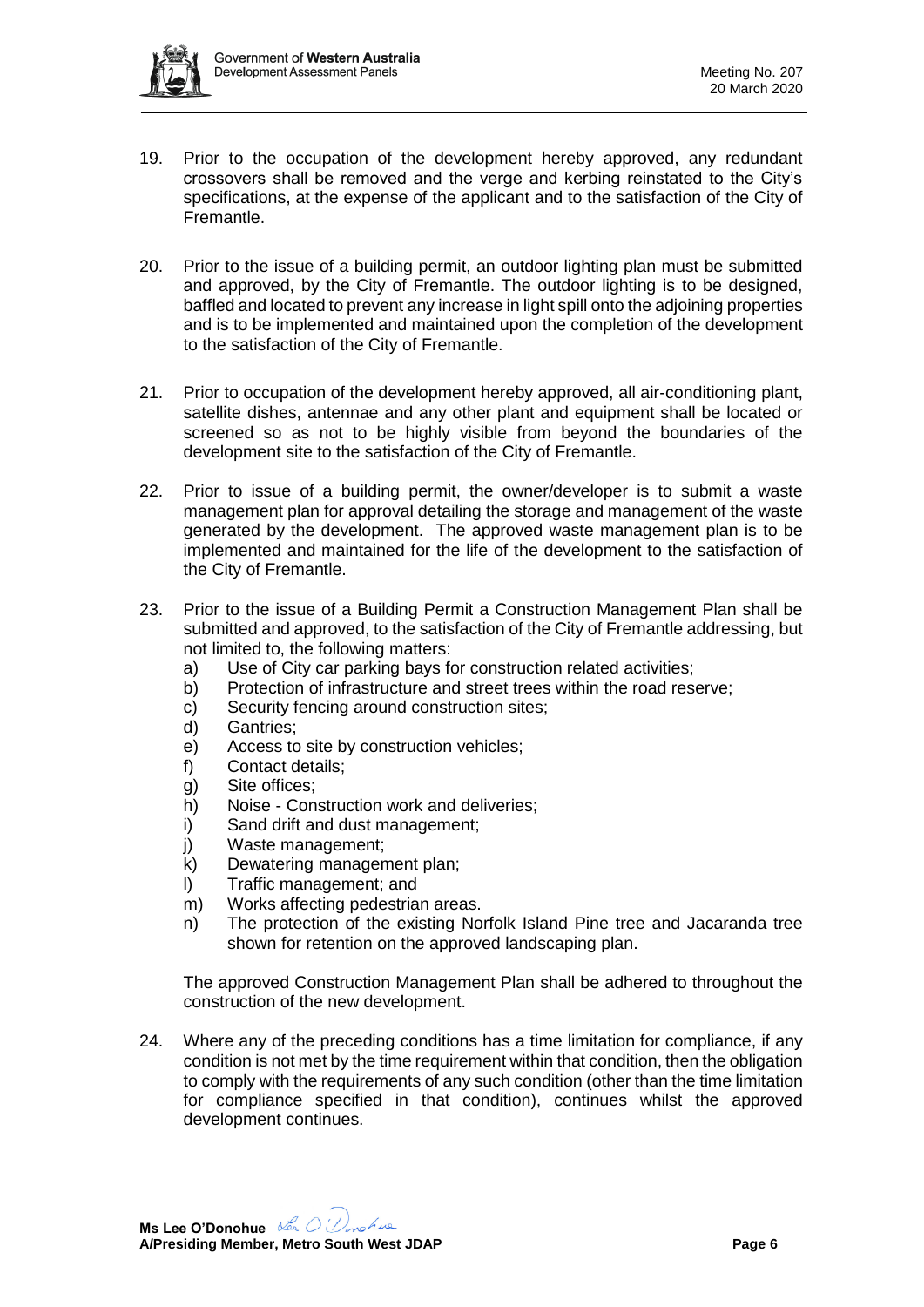19. Prior to the occupation of the development hereby approved, any redundant crossovers shall be removed and the verge and kerbing reinstated to the City's specifications, at the expense of the applicant and to the satisfaction of the City of Fremantle.

20. Prior to the issue of a building permit, an outdoor lighting plan must be submitted and approved, by the City of Fremantle. The outdoor lighting is to be designed, baffled and located to prevent any increase in light spill onto the adjoining properties and is to be implemented and maintained upon the completion of the development to the satisfaction of the City of Fremantle.

21. Prior to occupation of the development hereby approved, all air-conditioning plant, satellite dishes, antennae and any other plant and equipment shall be located or screened so as not to be highly visible from beyond the boundaries of the development site to the satisfaction of the City of Fremantle.

22. Prior to issue of a building permit, the owner/developer is to submit a waste management plan for approval detailing the storage and management of the waste generated by the development. The approved waste management plan is to be implemented and maintained for the life of the development to the satisfaction of the City of Fremantle.

23. Prior to the issue of a Building Permit a Construction Management Plan shall be submitted and approved, to the satisfaction of the City of Fremantle addressing, but not limited to, the following matters:
    a) Use of City car parking bays for construction related activities;
    b) Protection of infrastructure and street trees within the road reserve;
    c) Security fencing around construction sites;
    d) Gantries;
    e) Access to site by construction vehicles;
    f) Contact details;
    g) Site offices;
    h) Noise - Construction work and deliveries;
    i) Sand drift and dust management;
    j) Waste management;
    k) Dewatering management plan;
    l) Traffic management; and
    m) Works affecting pedestrian areas.
    n) The protection of the existing Norfolk Island Pine tree and Jacaranda tree shown for retention on the approved landscaping plan.

    The approved Construction Management Plan shall be adhered to throughout the construction of the new development.

24. Where any of the preceding conditions has a time limitation for compliance, if any condition is not met by the time requirement within that condition, then the obligation to comply with the requirements of any such condition (other than the time limitation for compliance specified in that condition), continues whilst the approved development continues.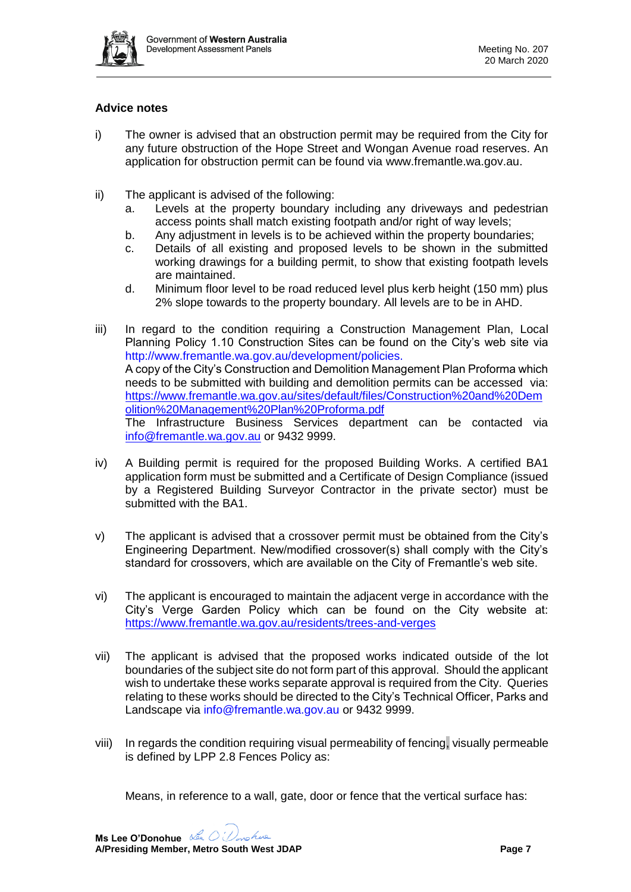## Advice notes

i) The owner is advised that an obstruction permit may be required from the City for any future obstruction of the Hope Street and Wongan Avenue road reserves. An application for obstruction permit can be found via www.fremantle.wa.gov.au.

ii) The applicant is advised of the following:
   a. Levels at the property boundary including any driveways and pedestrian access points shall match existing footpath and/or right of way levels;
   b. Any adjustment in levels is to be achieved within the property boundaries;
   c. Details of all existing and proposed levels to be shown in the submitted working drawings for a building permit, to show that existing footpath levels are maintained.
   d. Minimum floor level to be road reduced level plus kerb height (150 mm) plus 2% slope towards to the property boundary. All levels are to be in AHD.

iii) In regard to the condition requiring a Construction Management Plan, Local Planning Policy 1.10 Construction Sites can be found on the City's web site via http://www.fremantle.wa.gov.au/development/policies.
A copy of the City's Construction and Demolition Management Plan Proforma which needs to be submitted with building and demolition permits can be accessed via: https://www.fremantle.wa.gov.au/sites/default/files/Construction%20and%20Demolition%20Management%20Plan%20Proforma.pdf
The Infrastructure Business Services department can be contacted via info@fremantle.wa.gov.au or 9432 9999.

iv) A Building permit is required for the proposed Building Works. A certified BA1 application form must be submitted and a Certificate of Design Compliance (issued by a Registered Building Surveyor Contractor in the private sector) must be submitted with the BA1.

v) The applicant is advised that a crossover permit must be obtained from the City's Engineering Department. New/modified crossover(s) shall comply with the City's standard for crossovers, which are available on the City of Fremantle's web site.

vi) The applicant is encouraged to maintain the adjacent verge in accordance with the City's Verge Garden Policy which can be found on the City website at: https://www.fremantle.wa.gov.au/residents/trees-and-verges

vii) The applicant is advised that the proposed works indicated outside of the lot boundaries of the subject site do not form part of this approval. Should the applicant wish to undertake these works separate approval is required from the City. Queries relating to these works should be directed to the City's Technical Officer, Parks and Landscape via info@fremantle.wa.gov.au or 9432 9999.

viii) In regards the condition requiring visual permeability of fencing, visually permeable is defined by LPP 2.8 Fences Policy as:

   Means, in reference to a wall, gate, door or fence that the vertical surface has: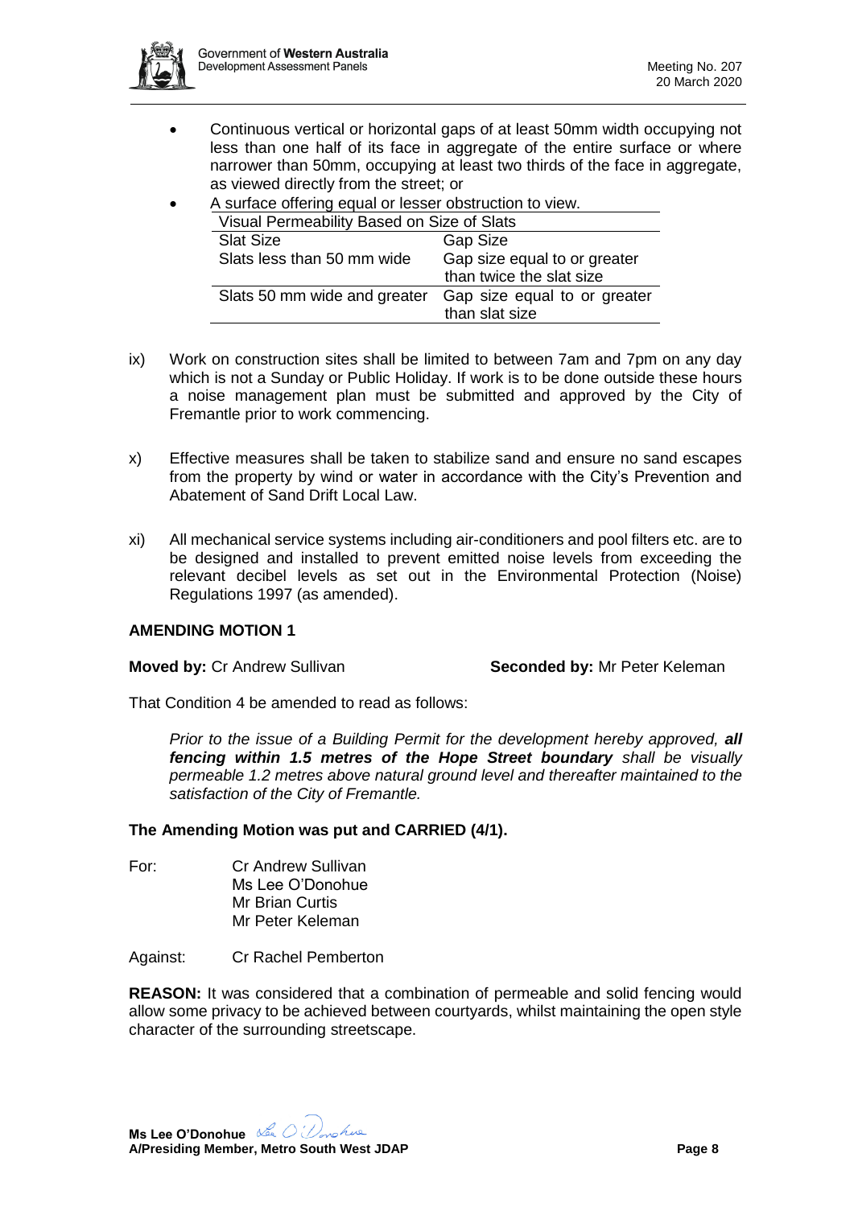- Continuous vertical or horizontal gaps of at least 50mm width occupying not less than one half of its face in aggregate of the entire surface or where narrower than 50mm, occupying at least two thirds of the face in aggregate, as viewed directly from the street; or
- A surface offering equal or lesser obstruction to view.

| Visual Permeability Based on Size of Slats | |
|---|---|
| Slat Size | Gap Size |
| Slats less than 50 mm wide | Gap size equal to or greater than twice the slat size |
| Slats 50 mm wide and greater | Gap size equal to or greater than slat size |

ix) Work on construction sites shall be limited to between 7am and 7pm on any day which is not a Sunday or Public Holiday. If work is to be done outside these hours a noise management plan must be submitted and approved by the City of Fremantle prior to work commencing.

x) Effective measures shall be taken to stabilize sand and ensure no sand escapes from the property by wind or water in accordance with the City's Prevention and Abatement of Sand Drift Local Law.

xi) All mechanical service systems including air-conditioners and pool filters etc. are to be designed and installed to prevent emitted noise levels from exceeding the relevant decibel levels as set out in the Environmental Protection (Noise) Regulations 1997 (as amended).

**AMENDING MOTION 1**

**Moved by:** Cr Andrew Sullivan **Seconded by:** Mr Peter Keleman

That Condition 4 be amended to read as follows:

> *Prior to the issue of a Building Permit for the development hereby approved, **all fencing within 1.5 metres of the Hope Street boundary** shall be visually permeable 1.2 metres above natural ground level and thereafter maintained to the satisfaction of the City of Fremantle.*

**The Amending Motion was put and CARRIED (4/1).**

For: Cr Andrew Sullivan
Ms Lee O'Donohue
Mr Brian Curtis
Mr Peter Keleman

Against: Cr Rachel Pemberton

**REASON:** It was considered that a combination of permeable and solid fencing would allow some privacy to be achieved between courtyards, whilst maintaining the open style character of the surrounding streetscape.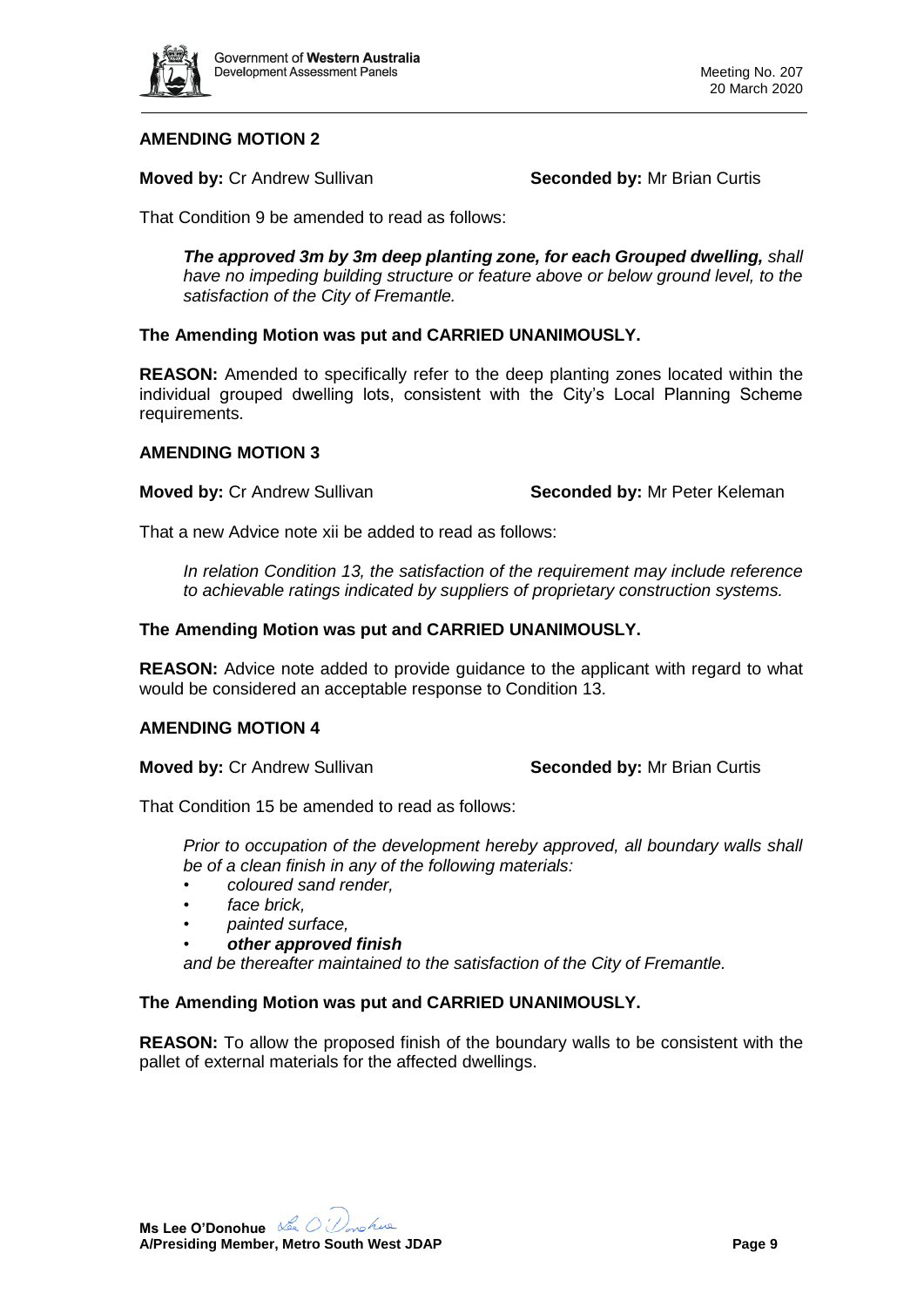**AMENDING MOTION 2**

**Moved by:** Cr Andrew Sullivan **Seconded by:** Mr Brian Curtis

That Condition 9 be amended to read as follows:

> ***The approved 3m by 3m deep planting zone, for each Grouped dwelling,*** *shall have no impeding building structure or feature above or below ground level, to the satisfaction of the City of Fremantle.*

**The Amending Motion was put and CARRIED UNANIMOUSLY.**

**REASON:** Amended to specifically refer to the deep planting zones located within the individual grouped dwelling lots, consistent with the City's Local Planning Scheme requirements.

**AMENDING MOTION 3**

**Moved by:** Cr Andrew Sullivan **Seconded by:** Mr Peter Keleman

That a new Advice note xii be added to read as follows:

> *In relation Condition 13, the satisfaction of the requirement may include reference to achievable ratings indicated by suppliers of proprietary construction systems.*

**The Amending Motion was put and CARRIED UNANIMOUSLY.**

**REASON:** Advice note added to provide guidance to the applicant with regard to what would be considered an acceptable response to Condition 13.

**AMENDING MOTION 4**

**Moved by:** Cr Andrew Sullivan **Seconded by:** Mr Brian Curtis

That Condition 15 be amended to read as follows:

> *Prior to occupation of the development hereby approved, all boundary walls shall be of a clean finish in any of the following materials:*
>
> - *coloured sand render,*
> - *face brick,*
> - *painted surface,*
> - ***other approved finish***
>
> *and be thereafter maintained to the satisfaction of the City of Fremantle.*

**The Amending Motion was put and CARRIED UNANIMOUSLY.**

**REASON:** To allow the proposed finish of the boundary walls to be consistent with the pallet of external materials for the affected dwellings.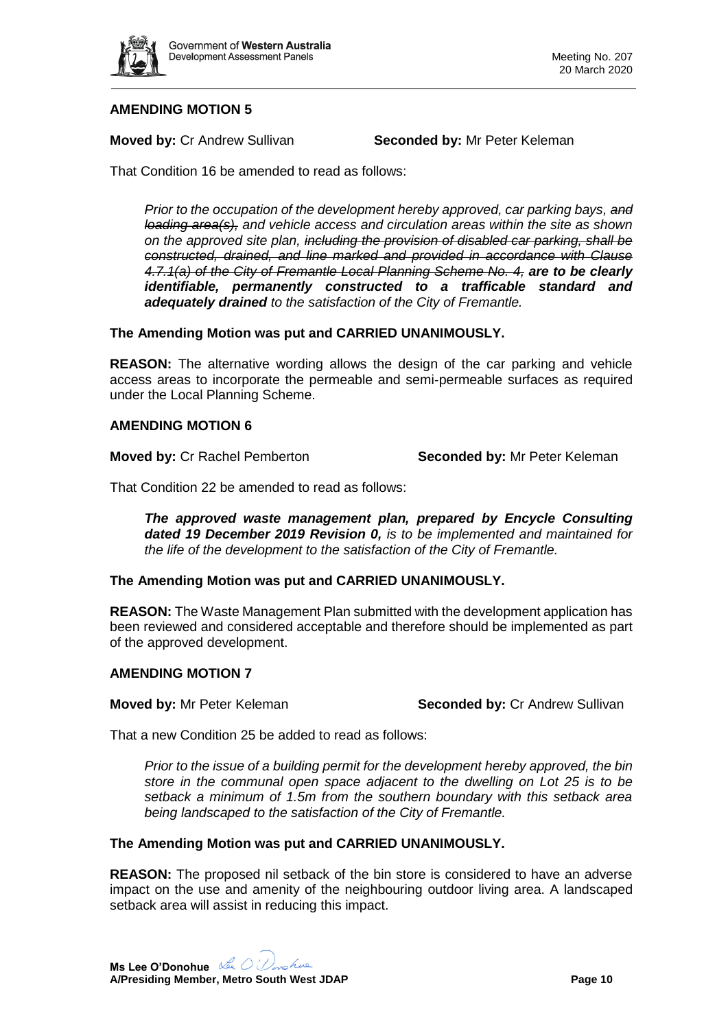**AMENDING MOTION 5**

**Moved by:** Cr Andrew Sullivan **Seconded by:** Mr Peter Keleman

That Condition 16 be amended to read as follows:

> *Prior to the occupation of the development hereby approved, car parking bays, ~~and loading area(s),~~ and vehicle access and circulation areas within the site as shown on the approved site plan, ~~including the provision of disabled car parking, shall be constructed, drained, and line marked and provided in accordance with Clause 4.7.1(a) of the City of Fremantle Local Planning Scheme No. 4,~~ **are to be clearly identifiable, permanently constructed to a trafficable standard and adequately drained** to the satisfaction of the City of Fremantle.*

**The Amending Motion was put and CARRIED UNANIMOUSLY.**

**REASON:** The alternative wording allows the design of the car parking and vehicle access areas to incorporate the permeable and semi-permeable surfaces as required under the Local Planning Scheme.

**AMENDING MOTION 6**

**Moved by:** Cr Rachel Pemberton **Seconded by:** Mr Peter Keleman

That Condition 22 be amended to read as follows:

> ***The approved waste management plan, prepared by Encycle Consulting dated 19 December 2019 Revision 0,** is to be implemented and maintained for the life of the development to the satisfaction of the City of Fremantle.*

**The Amending Motion was put and CARRIED UNANIMOUSLY.**

**REASON:** The Waste Management Plan submitted with the development application has been reviewed and considered acceptable and therefore should be implemented as part of the approved development.

**AMENDING MOTION 7**

**Moved by:** Mr Peter Keleman **Seconded by:** Cr Andrew Sullivan

That a new Condition 25 be added to read as follows:

> *Prior to the issue of a building permit for the development hereby approved, the bin store in the communal open space adjacent to the dwelling on Lot 25 is to be setback a minimum of 1.5m from the southern boundary with this setback area being landscaped to the satisfaction of the City of Fremantle.*

**The Amending Motion was put and CARRIED UNANIMOUSLY.**

**REASON:** The proposed nil setback of the bin store is considered to have an adverse impact on the use and amenity of the neighbouring outdoor living area. A landscaped setback area will assist in reducing this impact.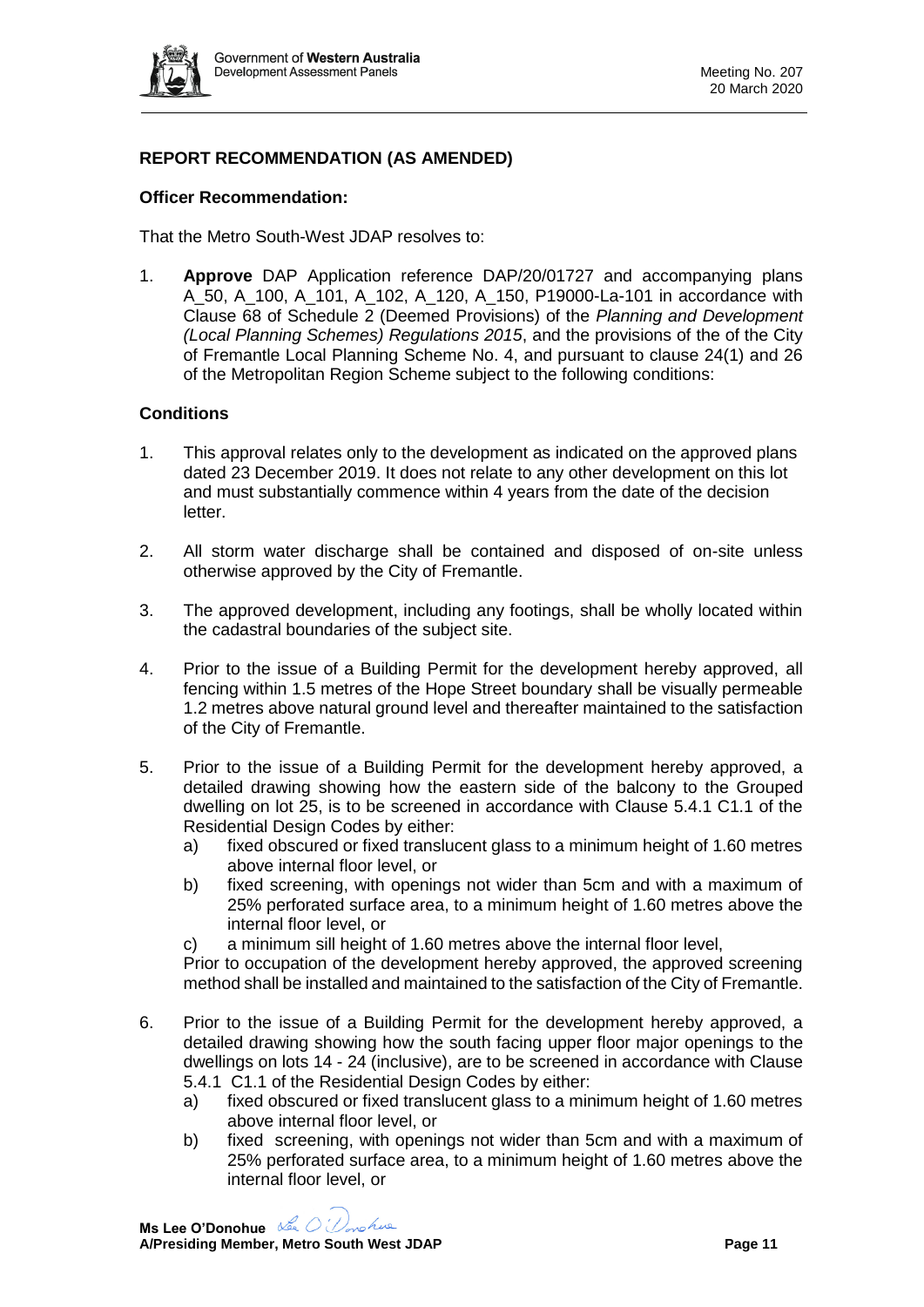## REPORT RECOMMENDATION (AS AMENDED)

**Officer Recommendation:**

That the Metro South-West JDAP resolves to:

1. **Approve** DAP Application reference DAP/20/01727 and accompanying plans A_50, A_100, A_101, A_102, A_120, A_150, P19000-La-101 in accordance with Clause 68 of Schedule 2 (Deemed Provisions) of the *Planning and Development (Local Planning Schemes) Regulations 2015*, and the provisions of the of the City of Fremantle Local Planning Scheme No. 4, and pursuant to clause 24(1) and 26 of the Metropolitan Region Scheme subject to the following conditions:

### Conditions

1. This approval relates only to the development as indicated on the approved plans dated 23 December 2019. It does not relate to any other development on this lot and must substantially commence within 4 years from the date of the decision letter.

2. All storm water discharge shall be contained and disposed of on-site unless otherwise approved by the City of Fremantle.

3. The approved development, including any footings, shall be wholly located within the cadastral boundaries of the subject site.

4. Prior to the issue of a Building Permit for the development hereby approved, all fencing within 1.5 metres of the Hope Street boundary shall be visually permeable 1.2 metres above natural ground level and thereafter maintained to the satisfaction of the City of Fremantle.

5. Prior to the issue of a Building Permit for the development hereby approved, a detailed drawing showing how the eastern side of the balcony to the Grouped dwelling on lot 25, is to be screened in accordance with Clause 5.4.1 C1.1 of the Residential Design Codes by either:
   a) fixed obscured or fixed translucent glass to a minimum height of 1.60 metres above internal floor level, or
   b) fixed screening, with openings not wider than 5cm and with a maximum of 25% perforated surface area, to a minimum height of 1.60 metres above the internal floor level, or
   c) a minimum sill height of 1.60 metres above the internal floor level,

   Prior to occupation of the development hereby approved, the approved screening method shall be installed and maintained to the satisfaction of the City of Fremantle.

6. Prior to the issue of a Building Permit for the development hereby approved, a detailed drawing showing how the south facing upper floor major openings to the dwellings on lots 14 - 24 (inclusive), are to be screened in accordance with Clause 5.4.1 C1.1 of the Residential Design Codes by either:
   a) fixed obscured or fixed translucent glass to a minimum height of 1.60 metres above internal floor level, or
   b) fixed screening, with openings not wider than 5cm and with a maximum of 25% perforated surface area, to a minimum height of 1.60 metres above the internal floor level, or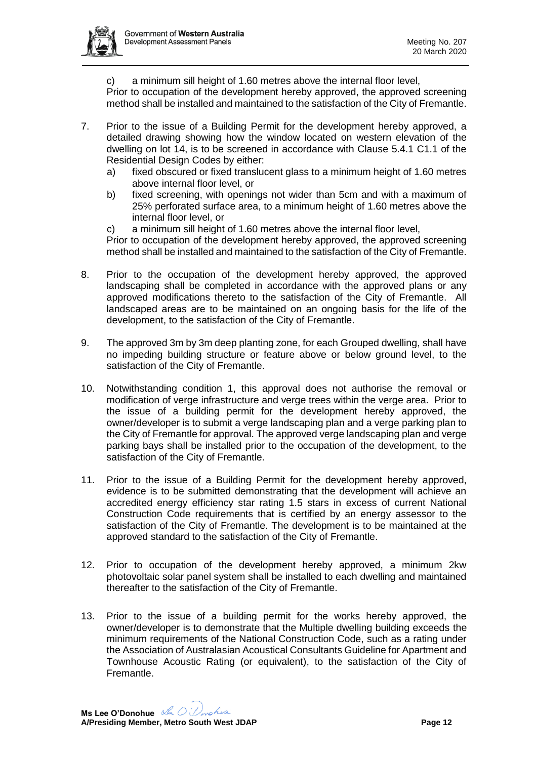c) a minimum sill height of 1.60 metres above the internal floor level,

Prior to occupation of the development hereby approved, the approved screening method shall be installed and maintained to the satisfaction of the City of Fremantle.

7. Prior to the issue of a Building Permit for the development hereby approved, a detailed drawing showing how the window located on western elevation of the dwelling on lot 14, is to be screened in accordance with Clause 5.4.1 C1.1 of the Residential Design Codes by either:
   a) fixed obscured or fixed translucent glass to a minimum height of 1.60 metres above internal floor level, or
   b) fixed screening, with openings not wider than 5cm and with a maximum of 25% perforated surface area, to a minimum height of 1.60 metres above the internal floor level, or
   c) a minimum sill height of 1.60 metres above the internal floor level,

   Prior to occupation of the development hereby approved, the approved screening method shall be installed and maintained to the satisfaction of the City of Fremantle.

8. Prior to the occupation of the development hereby approved, the approved landscaping shall be completed in accordance with the approved plans or any approved modifications thereto to the satisfaction of the City of Fremantle. All landscaped areas are to be maintained on an ongoing basis for the life of the development, to the satisfaction of the City of Fremantle.

9. The approved 3m by 3m deep planting zone, for each Grouped dwelling, shall have no impeding building structure or feature above or below ground level, to the satisfaction of the City of Fremantle.

10. Notwithstanding condition 1, this approval does not authorise the removal or modification of verge infrastructure and verge trees within the verge area. Prior to the issue of a building permit for the development hereby approved, the owner/developer is to submit a verge landscaping plan and a verge parking plan to the City of Fremantle for approval. The approved verge landscaping plan and verge parking bays shall be installed prior to the occupation of the development, to the satisfaction of the City of Fremantle.

11. Prior to the issue of a Building Permit for the development hereby approved, evidence is to be submitted demonstrating that the development will achieve an accredited energy efficiency star rating 1.5 stars in excess of current National Construction Code requirements that is certified by an energy assessor to the satisfaction of the City of Fremantle. The development is to be maintained at the approved standard to the satisfaction of the City of Fremantle.

12. Prior to occupation of the development hereby approved, a minimum 2kw photovoltaic solar panel system shall be installed to each dwelling and maintained thereafter to the satisfaction of the City of Fremantle.

13. Prior to the issue of a building permit for the works hereby approved, the owner/developer is to demonstrate that the Multiple dwelling building exceeds the minimum requirements of the National Construction Code, such as a rating under the Association of Australasian Acoustical Consultants Guideline for Apartment and Townhouse Acoustic Rating (or equivalent), to the satisfaction of the City of Fremantle.

**Ms Lee O'Donohue**
**A/Presiding Member, Metro South West JDAP**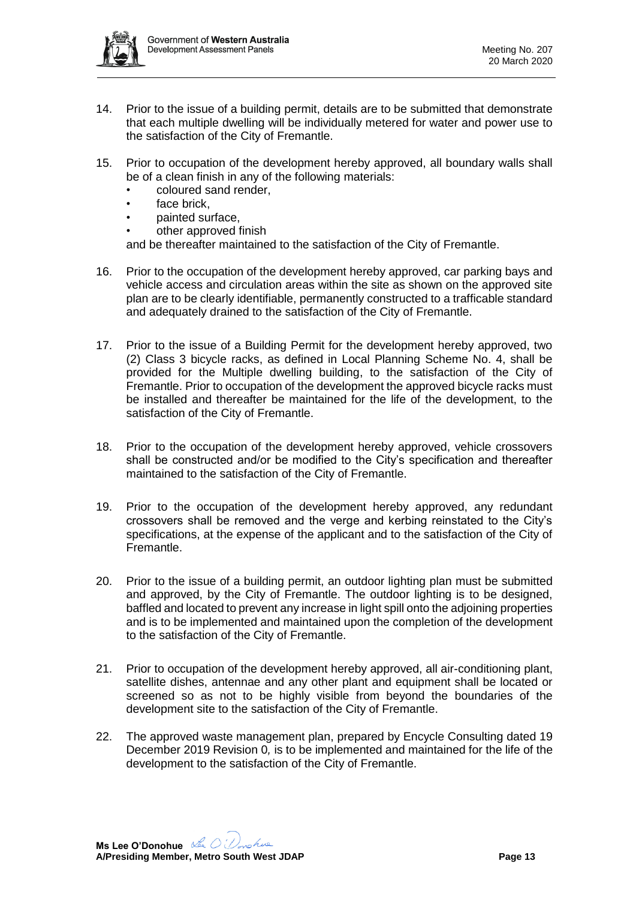14. Prior to the issue of a building permit, details are to be submitted that demonstrate that each multiple dwelling will be individually metered for water and power use to the satisfaction of the City of Fremantle.

15. Prior to occupation of the development hereby approved, all boundary walls shall be of a clean finish in any of the following materials:
    - coloured sand render,
    - face brick,
    - painted surface,
    - other approved finish

    and be thereafter maintained to the satisfaction of the City of Fremantle.

16. Prior to the occupation of the development hereby approved, car parking bays and vehicle access and circulation areas within the site as shown on the approved site plan are to be clearly identifiable, permanently constructed to a trafficable standard and adequately drained to the satisfaction of the City of Fremantle.

17. Prior to the issue of a Building Permit for the development hereby approved, two (2) Class 3 bicycle racks, as defined in Local Planning Scheme No. 4, shall be provided for the Multiple dwelling building, to the satisfaction of the City of Fremantle. Prior to occupation of the development the approved bicycle racks must be installed and thereafter be maintained for the life of the development, to the satisfaction of the City of Fremantle.

18. Prior to the occupation of the development hereby approved, vehicle crossovers shall be constructed and/or be modified to the City's specification and thereafter maintained to the satisfaction of the City of Fremantle.

19. Prior to the occupation of the development hereby approved, any redundant crossovers shall be removed and the verge and kerbing reinstated to the City's specifications, at the expense of the applicant and to the satisfaction of the City of Fremantle.

20. Prior to the issue of a building permit, an outdoor lighting plan must be submitted and approved, by the City of Fremantle. The outdoor lighting is to be designed, baffled and located to prevent any increase in light spill onto the adjoining properties and is to be implemented and maintained upon the completion of the development to the satisfaction of the City of Fremantle.

21. Prior to occupation of the development hereby approved, all air-conditioning plant, satellite dishes, antennae and any other plant and equipment shall be located or screened so as not to be highly visible from beyond the boundaries of the development site to the satisfaction of the City of Fremantle.

22. The approved waste management plan, prepared by Encycle Consulting dated 19 December 2019 Revision 0, is to be implemented and maintained for the life of the development to the satisfaction of the City of Fremantle.

**Ms Lee O'Donohue**
**A/Presiding Member, Metro South West JDAP**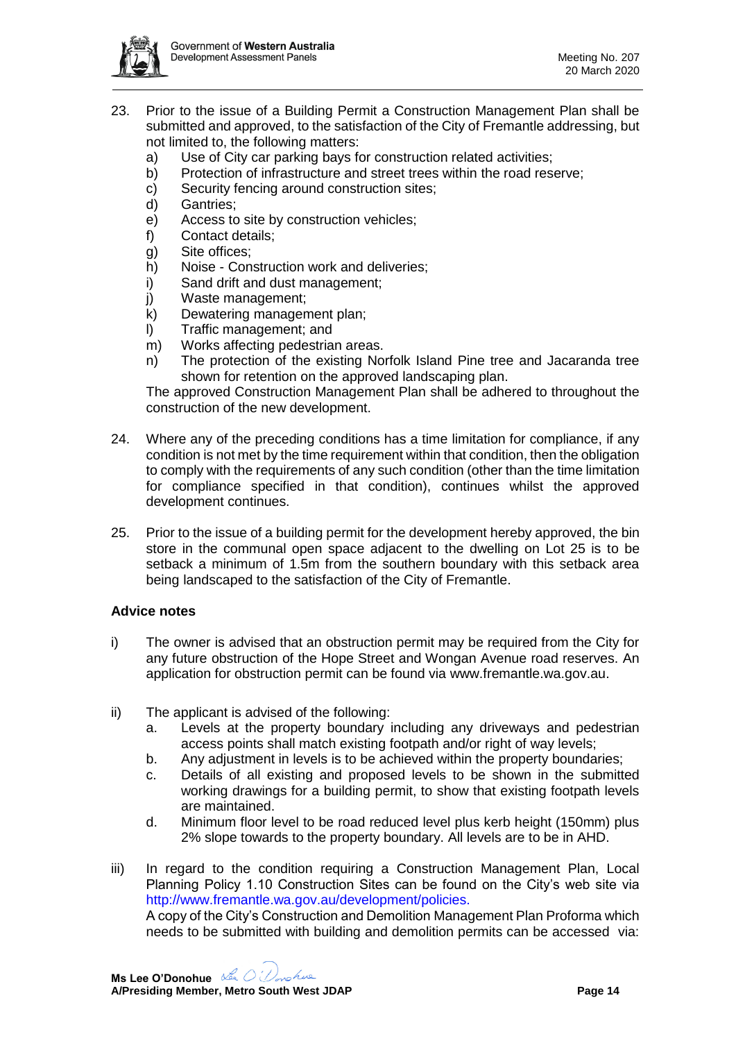23. Prior to the issue of a Building Permit a Construction Management Plan shall be submitted and approved, to the satisfaction of the City of Fremantle addressing, but not limited to, the following matters:
    a) Use of City car parking bays for construction related activities;
    b) Protection of infrastructure and street trees within the road reserve;
    c) Security fencing around construction sites;
    d) Gantries;
    e) Access to site by construction vehicles;
    f) Contact details;
    g) Site offices;
    h) Noise - Construction work and deliveries;
    i) Sand drift and dust management;
    j) Waste management;
    k) Dewatering management plan;
    l) Traffic management; and
    m) Works affecting pedestrian areas.
    n) The protection of the existing Norfolk Island Pine tree and Jacaranda tree shown for retention on the approved landscaping plan.

    The approved Construction Management Plan shall be adhered to throughout the construction of the new development.

24. Where any of the preceding conditions has a time limitation for compliance, if any condition is not met by the time requirement within that condition, then the obligation to comply with the requirements of any such condition (other than the time limitation for compliance specified in that condition), continues whilst the approved development continues.

25. Prior to the issue of a building permit for the development hereby approved, the bin store in the communal open space adjacent to the dwelling on Lot 25 is to be setback a minimum of 1.5m from the southern boundary with this setback area being landscaped to the satisfaction of the City of Fremantle.

**Advice notes**

i) The owner is advised that an obstruction permit may be required from the City for any future obstruction of the Hope Street and Wongan Avenue road reserves. An application for obstruction permit can be found via www.fremantle.wa.gov.au.

ii) The applicant is advised of the following:
    a. Levels at the property boundary including any driveways and pedestrian access points shall match existing footpath and/or right of way levels;
    b. Any adjustment in levels is to be achieved within the property boundaries;
    c. Details of all existing and proposed levels to be shown in the submitted working drawings for a building permit, to show that existing footpath levels are maintained.
    d. Minimum floor level to be road reduced level plus kerb height (150mm) plus 2% slope towards to the property boundary. All levels are to be in AHD.

iii) In regard to the condition requiring a Construction Management Plan, Local Planning Policy 1.10 Construction Sites can be found on the City's web site via http://www.fremantle.wa.gov.au/development/policies.
    A copy of the City's Construction and Demolition Management Plan Proforma which needs to be submitted with building and demolition permits can be accessed via: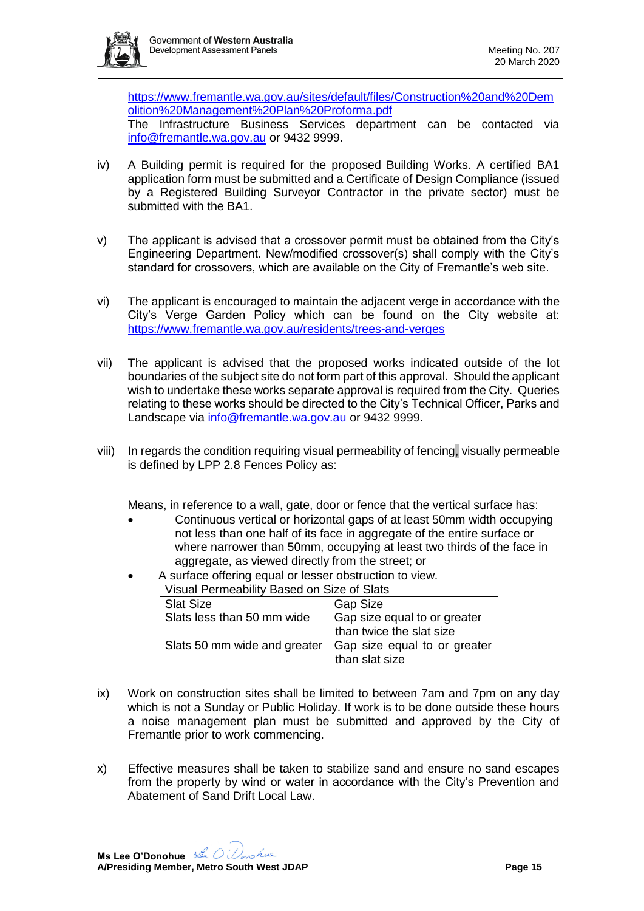https://www.fremantle.wa.gov.au/sites/default/files/Construction%20and%20Demolition%20Management%20Plan%20Proforma.pdf
The Infrastructure Business Services department can be contacted via info@fremantle.wa.gov.au or 9432 9999.

iv) A Building permit is required for the proposed Building Works. A certified BA1 application form must be submitted and a Certificate of Design Compliance (issued by a Registered Building Surveyor Contractor in the private sector) must be submitted with the BA1.

v) The applicant is advised that a crossover permit must be obtained from the City's Engineering Department. New/modified crossover(s) shall comply with the City's standard for crossovers, which are available on the City of Fremantle's web site.

vi) The applicant is encouraged to maintain the adjacent verge in accordance with the City's Verge Garden Policy which can be found on the City website at: https://www.fremantle.wa.gov.au/residents/trees-and-verges

vii) The applicant is advised that the proposed works indicated outside of the lot boundaries of the subject site do not form part of this approval. Should the applicant wish to undertake these works separate approval is required from the City. Queries relating to these works should be directed to the City's Technical Officer, Parks and Landscape via info@fremantle.wa.gov.au or 9432 9999.

viii) In regards the condition requiring visual permeability of fencing, visually permeable is defined by LPP 2.8 Fences Policy as:

Means, in reference to a wall, gate, door or fence that the vertical surface has:

- Continuous vertical or horizontal gaps of at least 50mm width occupying not less than one half of its face in aggregate of the entire surface or where narrower than 50mm, occupying at least two thirds of the face in aggregate, as viewed directly from the street; or
- A surface offering equal or lesser obstruction to view.

| Visual Permeability Based on Size of Slats | |
|---|---|
| Slat Size | Gap Size |
| Slats less than 50 mm wide | Gap size equal to or greater than twice the slat size |
| Slats 50 mm wide and greater | Gap size equal to or greater than slat size |

ix) Work on construction sites shall be limited to between 7am and 7pm on any day which is not a Sunday or Public Holiday. If work is to be done outside these hours a noise management plan must be submitted and approved by the City of Fremantle prior to work commencing.

x) Effective measures shall be taken to stabilize sand and ensure no sand escapes from the property by wind or water in accordance with the City's Prevention and Abatement of Sand Drift Local Law.

**Ms Lee O'Donohue**
**A/Presiding Member, Metro South West JDAP**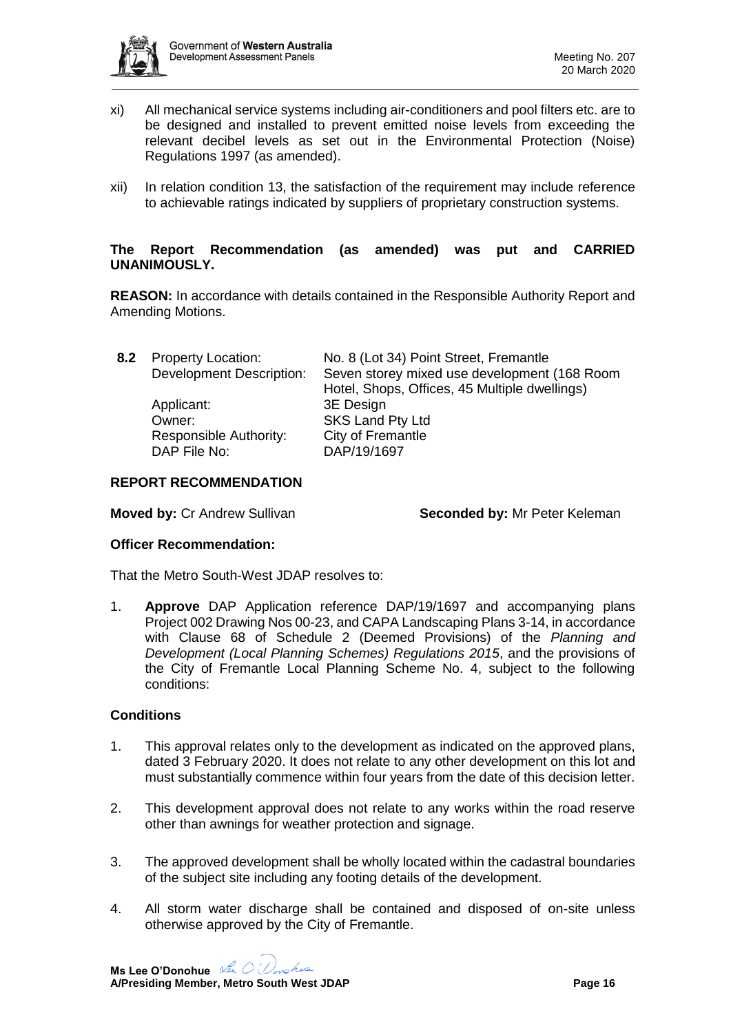xi) All mechanical service systems including air-conditioners and pool filters etc. are to be designed and installed to prevent emitted noise levels from exceeding the relevant decibel levels as set out in the Environmental Protection (Noise) Regulations 1997 (as amended).

xii) In relation condition 13, the satisfaction of the requirement may include reference to achievable ratings indicated by suppliers of proprietary construction systems.

**The Report Recommendation (as amended) was put and CARRIED UNANIMOUSLY.**

**REASON:** In accordance with details contained in the Responsible Authority Report and Amending Motions.

**8.2** Property Location: No. 8 (Lot 34) Point Street, Fremantle
Development Description: Seven storey mixed use development (168 Room Hotel, Shops, Offices, 45 Multiple dwellings)
Applicant: 3E Design
Owner: SKS Land Pty Ltd
Responsible Authority: City of Fremantle
DAP File No: DAP/19/1697

**REPORT RECOMMENDATION**

**Moved by:** Cr Andrew Sullivan **Seconded by:** Mr Peter Keleman

**Officer Recommendation:**

That the Metro South-West JDAP resolves to:

1. **Approve** DAP Application reference DAP/19/1697 and accompanying plans Project 002 Drawing Nos 00-23, and CAPA Landscaping Plans 3-14, in accordance with Clause 68 of Schedule 2 (Deemed Provisions) of the *Planning and Development (Local Planning Schemes) Regulations 2015*, and the provisions of the City of Fremantle Local Planning Scheme No. 4, subject to the following conditions:

**Conditions**

1. This approval relates only to the development as indicated on the approved plans, dated 3 February 2020. It does not relate to any other development on this lot and must substantially commence within four years from the date of this decision letter.

2. This development approval does not relate to any works within the road reserve other than awnings for weather protection and signage.

3. The approved development shall be wholly located within the cadastral boundaries of the subject site including any footing details of the development.

4. All storm water discharge shall be contained and disposed of on-site unless otherwise approved by the City of Fremantle.

**Ms Lee O'Donohue**
**A/Presiding Member, Metro South West JDAP**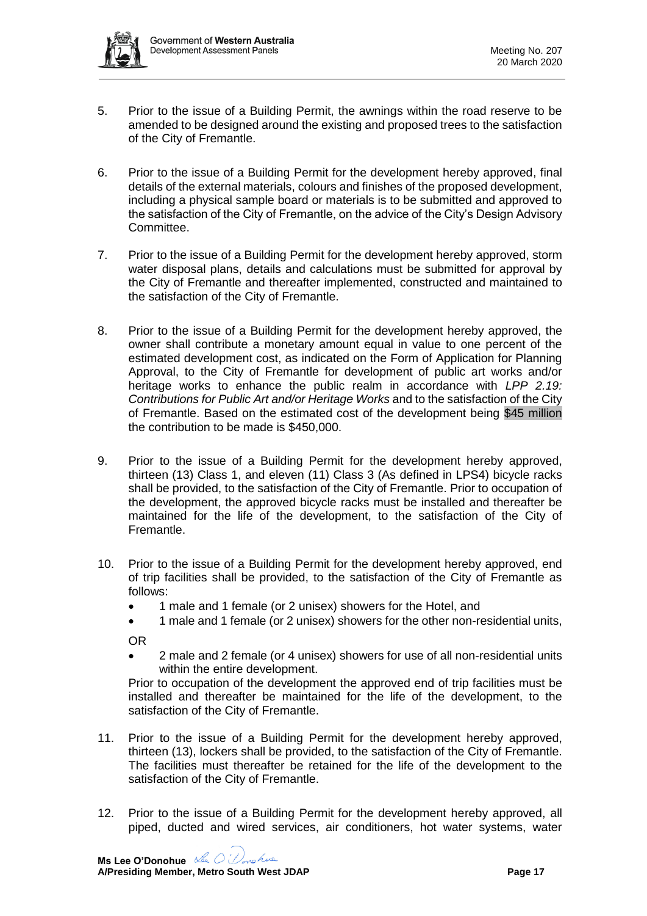5. Prior to the issue of a Building Permit, the awnings within the road reserve to be amended to be designed around the existing and proposed trees to the satisfaction of the City of Fremantle.

6. Prior to the issue of a Building Permit for the development hereby approved, final details of the external materials, colours and finishes of the proposed development, including a physical sample board or materials is to be submitted and approved to the satisfaction of the City of Fremantle, on the advice of the City's Design Advisory Committee.

7. Prior to the issue of a Building Permit for the development hereby approved, storm water disposal plans, details and calculations must be submitted for approval by the City of Fremantle and thereafter implemented, constructed and maintained to the satisfaction of the City of Fremantle.

8. Prior to the issue of a Building Permit for the development hereby approved, the owner shall contribute a monetary amount equal in value to one percent of the estimated development cost, as indicated on the Form of Application for Planning Approval, to the City of Fremantle for development of public art works and/or heritage works to enhance the public realm in accordance with *LPP 2.19: Contributions for Public Art and/or Heritage Works* and to the satisfaction of the City of Fremantle. Based on the estimated cost of the development being $45 million the contribution to be made is $450,000.

9. Prior to the issue of a Building Permit for the development hereby approved, thirteen (13) Class 1, and eleven (11) Class 3 (As defined in LPS4) bicycle racks shall be provided, to the satisfaction of the City of Fremantle. Prior to occupation of the development, the approved bicycle racks must be installed and thereafter be maintained for the life of the development, to the satisfaction of the City of Fremantle.

10. Prior to the issue of a Building Permit for the development hereby approved, end of trip facilities shall be provided, to the satisfaction of the City of Fremantle as follows:
    - 1 male and 1 female (or 2 unisex) showers for the Hotel, and
    - 1 male and 1 female (or 2 unisex) showers for the other non-residential units,

    OR

    - 2 male and 2 female (or 4 unisex) showers for use of all non-residential units within the entire development.

    Prior to occupation of the development the approved end of trip facilities must be installed and thereafter be maintained for the life of the development, to the satisfaction of the City of Fremantle.

11. Prior to the issue of a Building Permit for the development hereby approved, thirteen (13), lockers shall be provided, to the satisfaction of the City of Fremantle. The facilities must thereafter be retained for the life of the development to the satisfaction of the City of Fremantle.

12. Prior to the issue of a Building Permit for the development hereby approved, all piped, ducted and wired services, air conditioners, hot water systems, water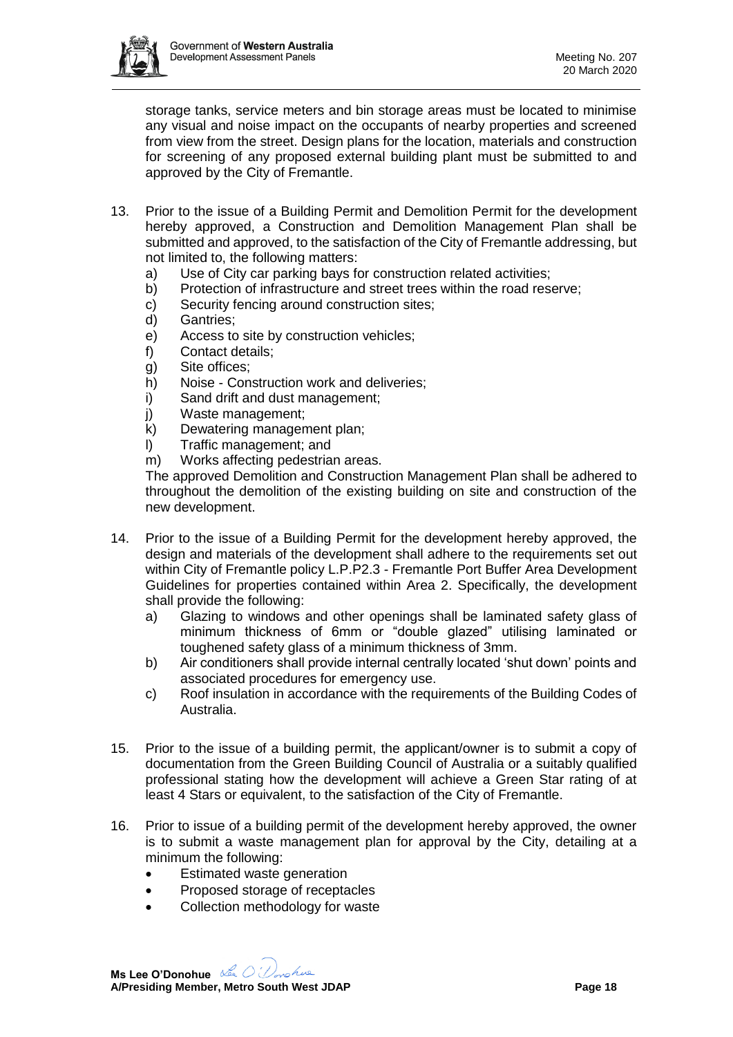storage tanks, service meters and bin storage areas must be located to minimise any visual and noise impact on the occupants of nearby properties and screened from view from the street. Design plans for the location, materials and construction for screening of any proposed external building plant must be submitted to and approved by the City of Fremantle.

13. Prior to the issue of a Building Permit and Demolition Permit for the development hereby approved, a Construction and Demolition Management Plan shall be submitted and approved, to the satisfaction of the City of Fremantle addressing, but not limited to, the following matters:
    a) Use of City car parking bays for construction related activities;
    b) Protection of infrastructure and street trees within the road reserve;
    c) Security fencing around construction sites;
    d) Gantries;
    e) Access to site by construction vehicles;
    f) Contact details;
    g) Site offices;
    h) Noise - Construction work and deliveries;
    i) Sand drift and dust management;
    j) Waste management;
    k) Dewatering management plan;
    l) Traffic management; and
    m) Works affecting pedestrian areas.

    The approved Demolition and Construction Management Plan shall be adhered to throughout the demolition of the existing building on site and construction of the new development.

14. Prior to the issue of a Building Permit for the development hereby approved, the design and materials of the development shall adhere to the requirements set out within City of Fremantle policy L.P.P2.3 - Fremantle Port Buffer Area Development Guidelines for properties contained within Area 2. Specifically, the development shall provide the following:
    a) Glazing to windows and other openings shall be laminated safety glass of minimum thickness of 6mm or "double glazed" utilising laminated or toughened safety glass of a minimum thickness of 3mm.
    b) Air conditioners shall provide internal centrally located 'shut down' points and associated procedures for emergency use.
    c) Roof insulation in accordance with the requirements of the Building Codes of Australia.

15. Prior to the issue of a building permit, the applicant/owner is to submit a copy of documentation from the Green Building Council of Australia or a suitably qualified professional stating how the development will achieve a Green Star rating of at least 4 Stars or equivalent, to the satisfaction of the City of Fremantle.

16. Prior to issue of a building permit of the development hereby approved, the owner is to submit a waste management plan for approval by the City, detailing at a minimum the following:
    - Estimated waste generation
    - Proposed storage of receptacles
    - Collection methodology for waste

**Ms Lee O'Donohue**
**A/Presiding Member, Metro South West JDAP**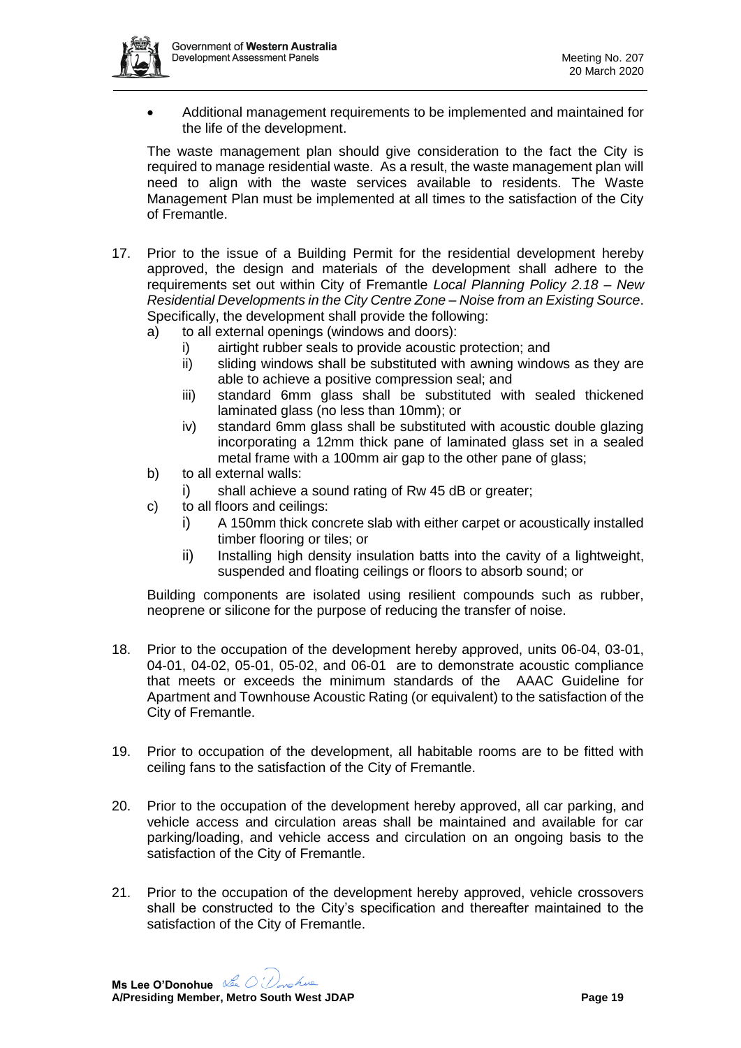- Additional management requirements to be implemented and maintained for the life of the development.

The waste management plan should give consideration to the fact the City is required to manage residential waste. As a result, the waste management plan will need to align with the waste services available to residents. The Waste Management Plan must be implemented at all times to the satisfaction of the City of Fremantle.

17. Prior to the issue of a Building Permit for the residential development hereby approved, the design and materials of the development shall adhere to the requirements set out within City of Fremantle *Local Planning Policy 2.18 – New Residential Developments in the City Centre Zone – Noise from an Existing Source*. Specifically, the development shall provide the following:
    a) to all external openings (windows and doors):
        i) airtight rubber seals to provide acoustic protection; and
        ii) sliding windows shall be substituted with awning windows as they are able to achieve a positive compression seal; and
        iii) standard 6mm glass shall be substituted with sealed thickened laminated glass (no less than 10mm); or
        iv) standard 6mm glass shall be substituted with acoustic double glazing incorporating a 12mm thick pane of laminated glass set in a sealed metal frame with a 100mm air gap to the other pane of glass;
    b) to all external walls:
        i) shall achieve a sound rating of Rw 45 dB or greater;
    c) to all floors and ceilings:
        i) A 150mm thick concrete slab with either carpet or acoustically installed timber flooring or tiles; or
        ii) Installing high density insulation batts into the cavity of a lightweight, suspended and floating ceilings or floors to absorb sound; or

    Building components are isolated using resilient compounds such as rubber, neoprene or silicone for the purpose of reducing the transfer of noise.

18. Prior to the occupation of the development hereby approved, units 06-04, 03-01, 04-01, 04-02, 05-01, 05-02, and 06-01 are to demonstrate acoustic compliance that meets or exceeds the minimum standards of the AAAC Guideline for Apartment and Townhouse Acoustic Rating (or equivalent) to the satisfaction of the City of Fremantle.

19. Prior to occupation of the development, all habitable rooms are to be fitted with ceiling fans to the satisfaction of the City of Fremantle.

20. Prior to the occupation of the development hereby approved, all car parking, and vehicle access and circulation areas shall be maintained and available for car parking/loading, and vehicle access and circulation on an ongoing basis to the satisfaction of the City of Fremantle.

21. Prior to the occupation of the development hereby approved, vehicle crossovers shall be constructed to the City's specification and thereafter maintained to the satisfaction of the City of Fremantle.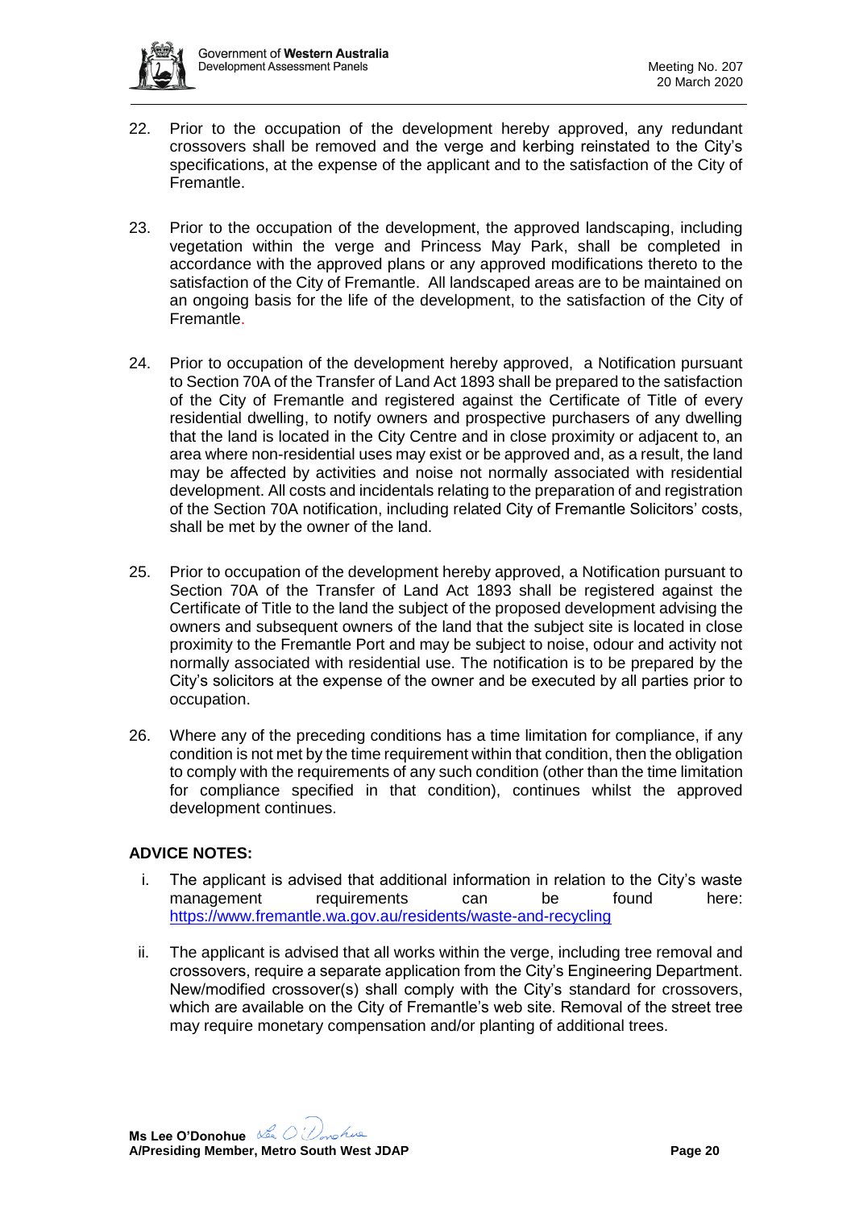22. Prior to the occupation of the development hereby approved, any redundant crossovers shall be removed and the verge and kerbing reinstated to the City's specifications, at the expense of the applicant and to the satisfaction of the City of Fremantle.

23. Prior to the occupation of the development, the approved landscaping, including vegetation within the verge and Princess May Park, shall be completed in accordance with the approved plans or any approved modifications thereto to the satisfaction of the City of Fremantle. All landscaped areas are to be maintained on an ongoing basis for the life of the development, to the satisfaction of the City of Fremantle.

24. Prior to occupation of the development hereby approved, a Notification pursuant to Section 70A of the Transfer of Land Act 1893 shall be prepared to the satisfaction of the City of Fremantle and registered against the Certificate of Title of every residential dwelling, to notify owners and prospective purchasers of any dwelling that the land is located in the City Centre and in close proximity or adjacent to, an area where non-residential uses may exist or be approved and, as a result, the land may be affected by activities and noise not normally associated with residential development. All costs and incidentals relating to the preparation of and registration of the Section 70A notification, including related City of Fremantle Solicitors' costs, shall be met by the owner of the land.

25. Prior to occupation of the development hereby approved, a Notification pursuant to Section 70A of the Transfer of Land Act 1893 shall be registered against the Certificate of Title to the land the subject of the proposed development advising the owners and subsequent owners of the land that the subject site is located in close proximity to the Fremantle Port and may be subject to noise, odour and activity not normally associated with residential use. The notification is to be prepared by the City's solicitors at the expense of the owner and be executed by all parties prior to occupation.

26. Where any of the preceding conditions has a time limitation for compliance, if any condition is not met by the time requirement within that condition, then the obligation to comply with the requirements of any such condition (other than the time limitation for compliance specified in that condition), continues whilst the approved development continues.

**ADVICE NOTES:**

i. The applicant is advised that additional information in relation to the City's waste management requirements can be found here: https://www.fremantle.wa.gov.au/residents/waste-and-recycling

ii. The applicant is advised that all works within the verge, including tree removal and crossovers, require a separate application from the City's Engineering Department. New/modified crossover(s) shall comply with the City's standard for crossovers, which are available on the City of Fremantle's web site. Removal of the street tree may require monetary compensation and/or planting of additional trees.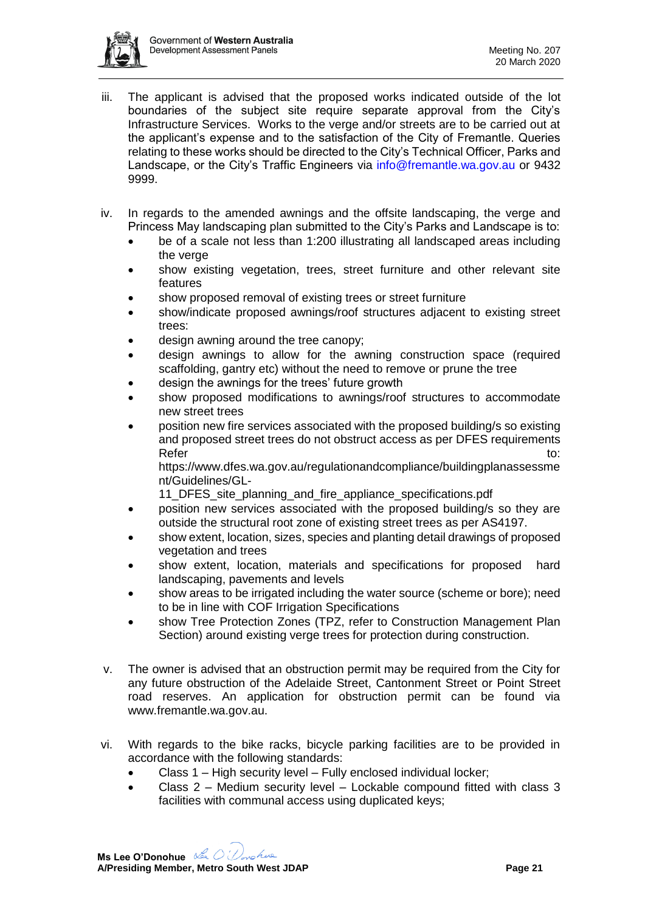iii. The applicant is advised that the proposed works indicated outside of the lot boundaries of the subject site require separate approval from the City's Infrastructure Services. Works to the verge and/or streets are to be carried out at the applicant's expense and to the satisfaction of the City of Fremantle. Queries relating to these works should be directed to the City's Technical Officer, Parks and Landscape, or the City's Traffic Engineers via info@fremantle.wa.gov.au or 9432 9999.

iv. In regards to the amended awnings and the offsite landscaping, the verge and Princess May landscaping plan submitted to the City's Parks and Landscape is to:
   - be of a scale not less than 1:200 illustrating all landscaped areas including the verge
   - show existing vegetation, trees, street furniture and other relevant site features
   - show proposed removal of existing trees or street furniture
   - show/indicate proposed awnings/roof structures adjacent to existing street trees:
   - design awning around the tree canopy;
   - design awnings to allow for the awning construction space (required scaffolding, gantry etc) without the need to remove or prune the tree
   - design the awnings for the trees' future growth
   - show proposed modifications to awnings/roof structures to accommodate new street trees
   - position new fire services associated with the proposed building/s so existing and proposed street trees do not obstruct access as per DFES requirements Refer to: https://www.dfes.wa.gov.au/regulationandcompliance/buildingplanassessment/Guidelines/GL-11_DFES_site_planning_and_fire_appliance_specifications.pdf
   - position new services associated with the proposed building/s so they are outside the structural root zone of existing street trees as per AS4197.
   - show extent, location, sizes, species and planting detail drawings of proposed vegetation and trees
   - show extent, location, materials and specifications for proposed hard landscaping, pavements and levels
   - show areas to be irrigated including the water source (scheme or bore); need to be in line with COF Irrigation Specifications
   - show Tree Protection Zones (TPZ, refer to Construction Management Plan Section) around existing verge trees for protection during construction.

v. The owner is advised that an obstruction permit may be required from the City for any future obstruction of the Adelaide Street, Cantonment Street or Point Street road reserves. An application for obstruction permit can be found via www.fremantle.wa.gov.au.

vi. With regards to the bike racks, bicycle parking facilities are to be provided in accordance with the following standards:
   - Class 1 – High security level – Fully enclosed individual locker;
   - Class 2 – Medium security level – Lockable compound fitted with class 3 facilities with communal access using duplicated keys;

**Ms Lee O'Donohue**
**A/Presiding Member, Metro South West JDAP**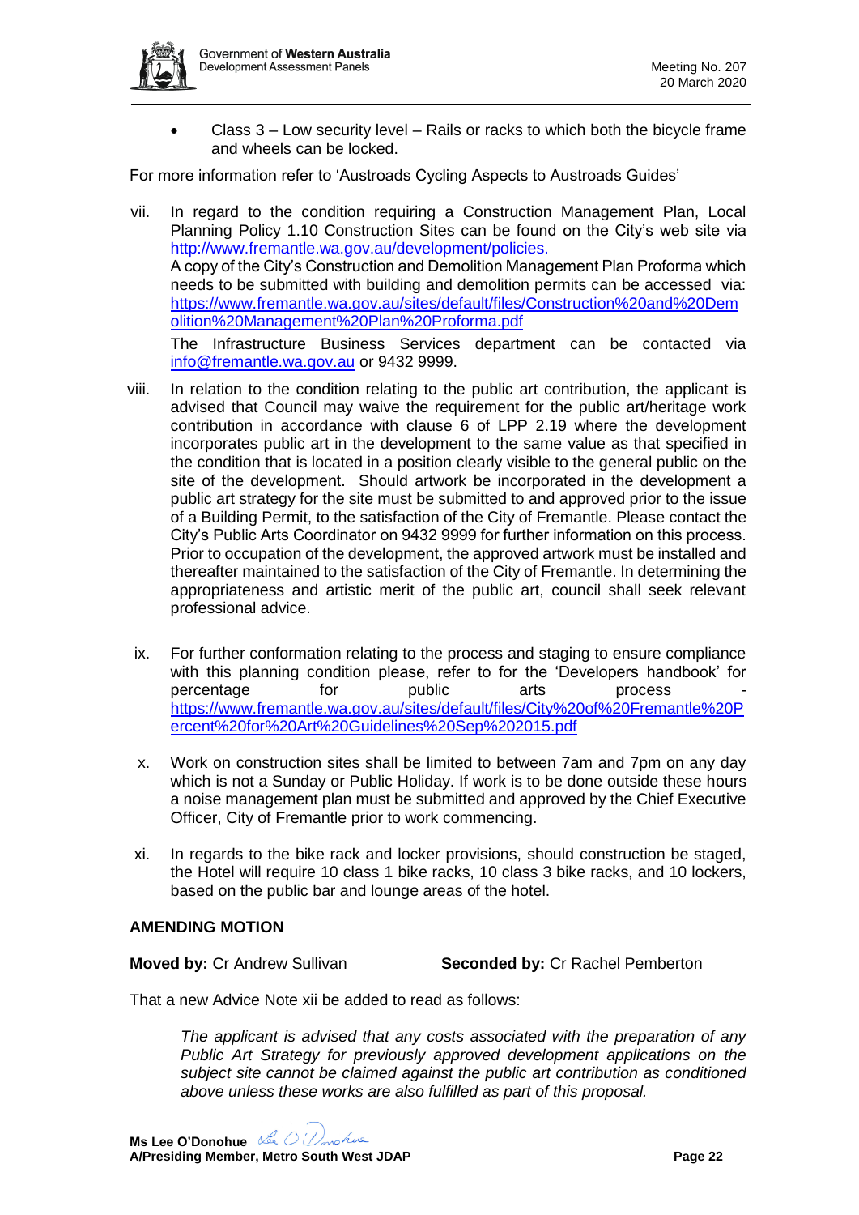- Class 3 – Low security level – Rails or racks to which both the bicycle frame and wheels can be locked.

For more information refer to 'Austroads Cycling Aspects to Austroads Guides'

vii. In regard to the condition requiring a Construction Management Plan, Local Planning Policy 1.10 Construction Sites can be found on the City's web site via http://www.fremantle.wa.gov.au/development/policies.
A copy of the City's Construction and Demolition Management Plan Proforma which needs to be submitted with building and demolition permits can be accessed via: https://www.fremantle.wa.gov.au/sites/default/files/Construction%20and%20Demolition%20Management%20Plan%20Proforma.pdf
The Infrastructure Business Services department can be contacted via info@fremantle.wa.gov.au or 9432 9999.

viii. In relation to the condition relating to the public art contribution, the applicant is advised that Council may waive the requirement for the public art/heritage work contribution in accordance with clause 6 of LPP 2.19 where the development incorporates public art in the development to the same value as that specified in the condition that is located in a position clearly visible to the general public on the site of the development. Should artwork be incorporated in the development a public art strategy for the site must be submitted to and approved prior to the issue of a Building Permit, to the satisfaction of the City of Fremantle. Please contact the City's Public Arts Coordinator on 9432 9999 for further information on this process. Prior to occupation of the development, the approved artwork must be installed and thereafter maintained to the satisfaction of the City of Fremantle. In determining the appropriateness and artistic merit of the public art, council shall seek relevant professional advice.

ix. For further conformation relating to the process and staging to ensure compliance with this planning condition please, refer to for the 'Developers handbook' for percentage for public arts process - https://www.fremantle.wa.gov.au/sites/default/files/City%20of%20Fremantle%20Percent%20for%20Art%20Guidelines%20Sep%202015.pdf

x. Work on construction sites shall be limited to between 7am and 7pm on any day which is not a Sunday or Public Holiday. If work is to be done outside these hours a noise management plan must be submitted and approved by the Chief Executive Officer, City of Fremantle prior to work commencing.

xi. In regards to the bike rack and locker provisions, should construction be staged, the Hotel will require 10 class 1 bike racks, 10 class 3 bike racks, and 10 lockers, based on the public bar and lounge areas of the hotel.

**AMENDING MOTION**

**Moved by:** Cr Andrew Sullivan **Seconded by:** Cr Rachel Pemberton

That a new Advice Note xii be added to read as follows:

*The applicant is advised that any costs associated with the preparation of any Public Art Strategy for previously approved development applications on the subject site cannot be claimed against the public art contribution as conditioned above unless these works are also fulfilled as part of this proposal.*

**Ms Lee O'Donohue**
**A/Presiding Member, Metro South West JDAP**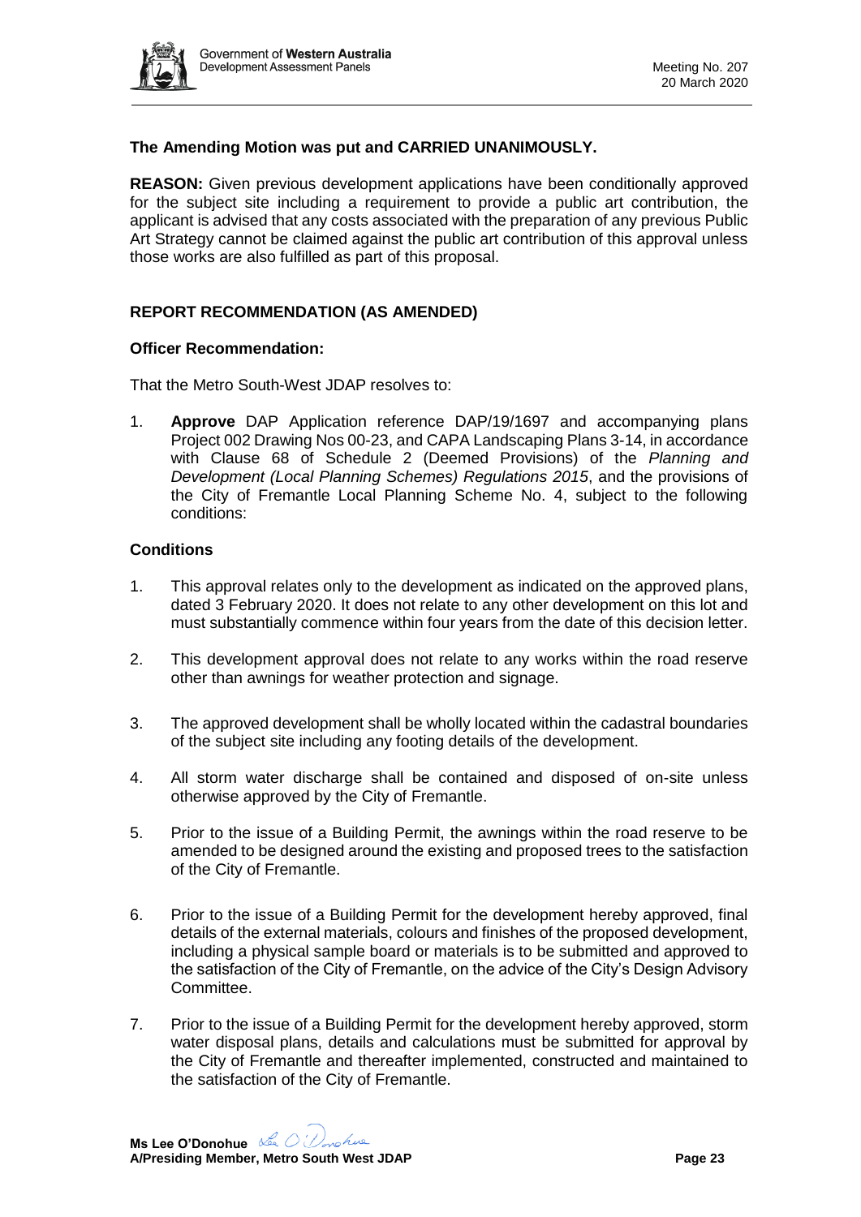**The Amending Motion was put and CARRIED UNANIMOUSLY.**

**REASON:** Given previous development applications have been conditionally approved for the subject site including a requirement to provide a public art contribution, the applicant is advised that any costs associated with the preparation of any previous Public Art Strategy cannot be claimed against the public art contribution of this approval unless those works are also fulfilled as part of this proposal.

**REPORT RECOMMENDATION (AS AMENDED)**

**Officer Recommendation:**

That the Metro South-West JDAP resolves to:

1. **Approve** DAP Application reference DAP/19/1697 and accompanying plans Project 002 Drawing Nos 00-23, and CAPA Landscaping Plans 3-14, in accordance with Clause 68 of Schedule 2 (Deemed Provisions) of the *Planning and Development (Local Planning Schemes) Regulations 2015*, and the provisions of the City of Fremantle Local Planning Scheme No. 4, subject to the following conditions:

**Conditions**

1. This approval relates only to the development as indicated on the approved plans, dated 3 February 2020. It does not relate to any other development on this lot and must substantially commence within four years from the date of this decision letter.

2. This development approval does not relate to any works within the road reserve other than awnings for weather protection and signage.

3. The approved development shall be wholly located within the cadastral boundaries of the subject site including any footing details of the development.

4. All storm water discharge shall be contained and disposed of on-site unless otherwise approved by the City of Fremantle.

5. Prior to the issue of a Building Permit, the awnings within the road reserve to be amended to be designed around the existing and proposed trees to the satisfaction of the City of Fremantle.

6. Prior to the issue of a Building Permit for the development hereby approved, final details of the external materials, colours and finishes of the proposed development, including a physical sample board or materials is to be submitted and approved to the satisfaction of the City of Fremantle, on the advice of the City's Design Advisory Committee.

7. Prior to the issue of a Building Permit for the development hereby approved, storm water disposal plans, details and calculations must be submitted for approval by the City of Fremantle and thereafter implemented, constructed and maintained to the satisfaction of the City of Fremantle.

**Ms Lee O'Donohue**
**A/Presiding Member, Metro South West JDAP**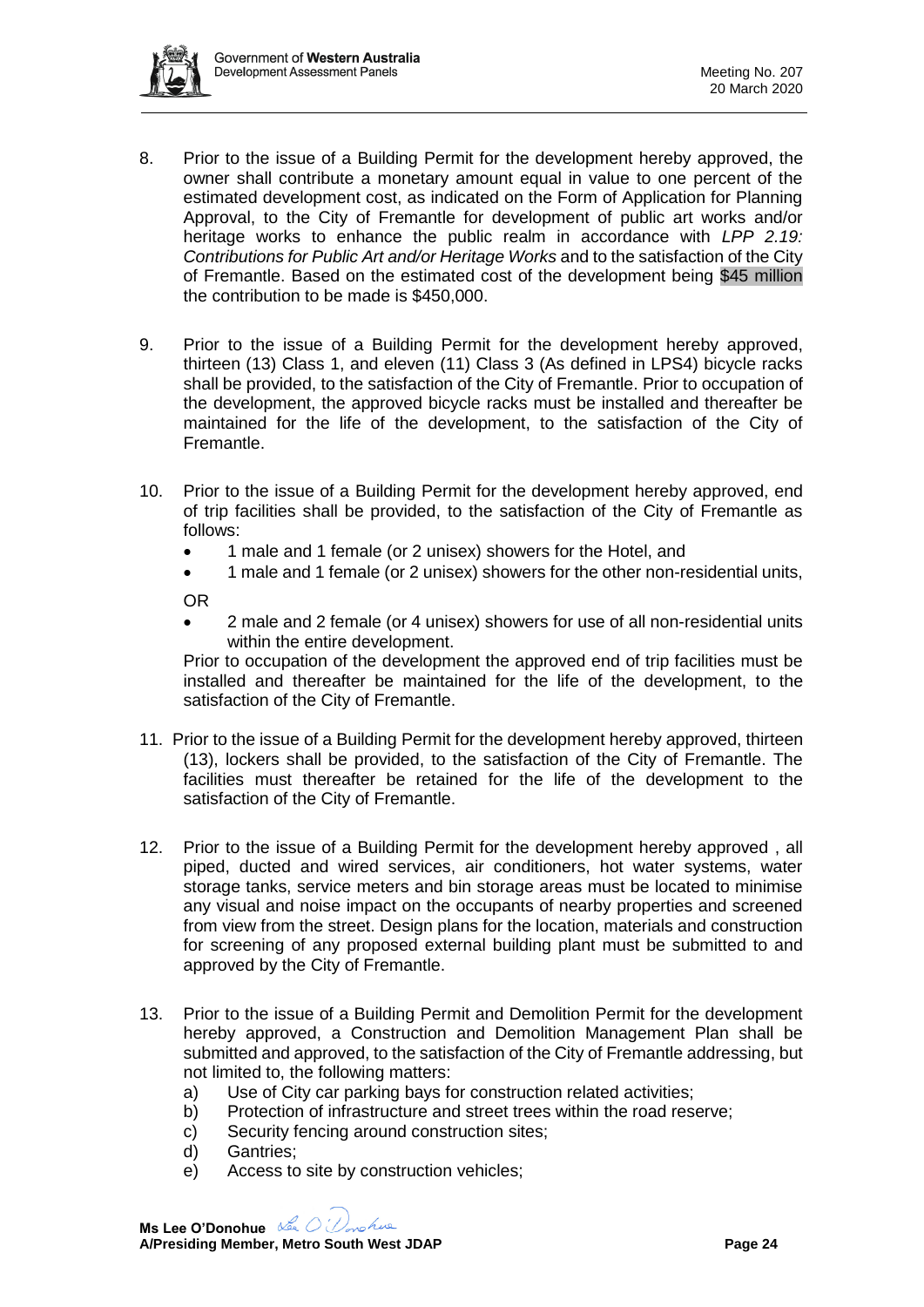8. Prior to the issue of a Building Permit for the development hereby approved, the owner shall contribute a monetary amount equal in value to one percent of the estimated development cost, as indicated on the Form of Application for Planning Approval, to the City of Fremantle for development of public art works and/or heritage works to enhance the public realm in accordance with *LPP 2.19: Contributions for Public Art and/or Heritage Works* and to the satisfaction of the City of Fremantle. Based on the estimated cost of the development being $45 million the contribution to be made is $450,000.

9. Prior to the issue of a Building Permit for the development hereby approved, thirteen (13) Class 1, and eleven (11) Class 3 (As defined in LPS4) bicycle racks shall be provided, to the satisfaction of the City of Fremantle. Prior to occupation of the development, the approved bicycle racks must be installed and thereafter be maintained for the life of the development, to the satisfaction of the City of Fremantle.

10. Prior to the issue of a Building Permit for the development hereby approved, end of trip facilities shall be provided, to the satisfaction of the City of Fremantle as follows:
    - 1 male and 1 female (or 2 unisex) showers for the Hotel, and
    - 1 male and 1 female (or 2 unisex) showers for the other non-residential units,

    OR
    - 2 male and 2 female (or 4 unisex) showers for use of all non-residential units within the entire development.

    Prior to occupation of the development the approved end of trip facilities must be installed and thereafter be maintained for the life of the development, to the satisfaction of the City of Fremantle.

11. Prior to the issue of a Building Permit for the development hereby approved, thirteen (13), lockers shall be provided, to the satisfaction of the City of Fremantle. The facilities must thereafter be retained for the life of the development to the satisfaction of the City of Fremantle.

12. Prior to the issue of a Building Permit for the development hereby approved , all piped, ducted and wired services, air conditioners, hot water systems, water storage tanks, service meters and bin storage areas must be located to minimise any visual and noise impact on the occupants of nearby properties and screened from view from the street. Design plans for the location, materials and construction for screening of any proposed external building plant must be submitted to and approved by the City of Fremantle.

13. Prior to the issue of a Building Permit and Demolition Permit for the development hereby approved, a Construction and Demolition Management Plan shall be submitted and approved, to the satisfaction of the City of Fremantle addressing, but not limited to, the following matters:
    a) Use of City car parking bays for construction related activities;
    b) Protection of infrastructure and street trees within the road reserve;
    c) Security fencing around construction sites;
    d) Gantries;
    e) Access to site by construction vehicles;

**Ms Lee O'Donohue**
**A/Presiding Member, Metro South West JDAP**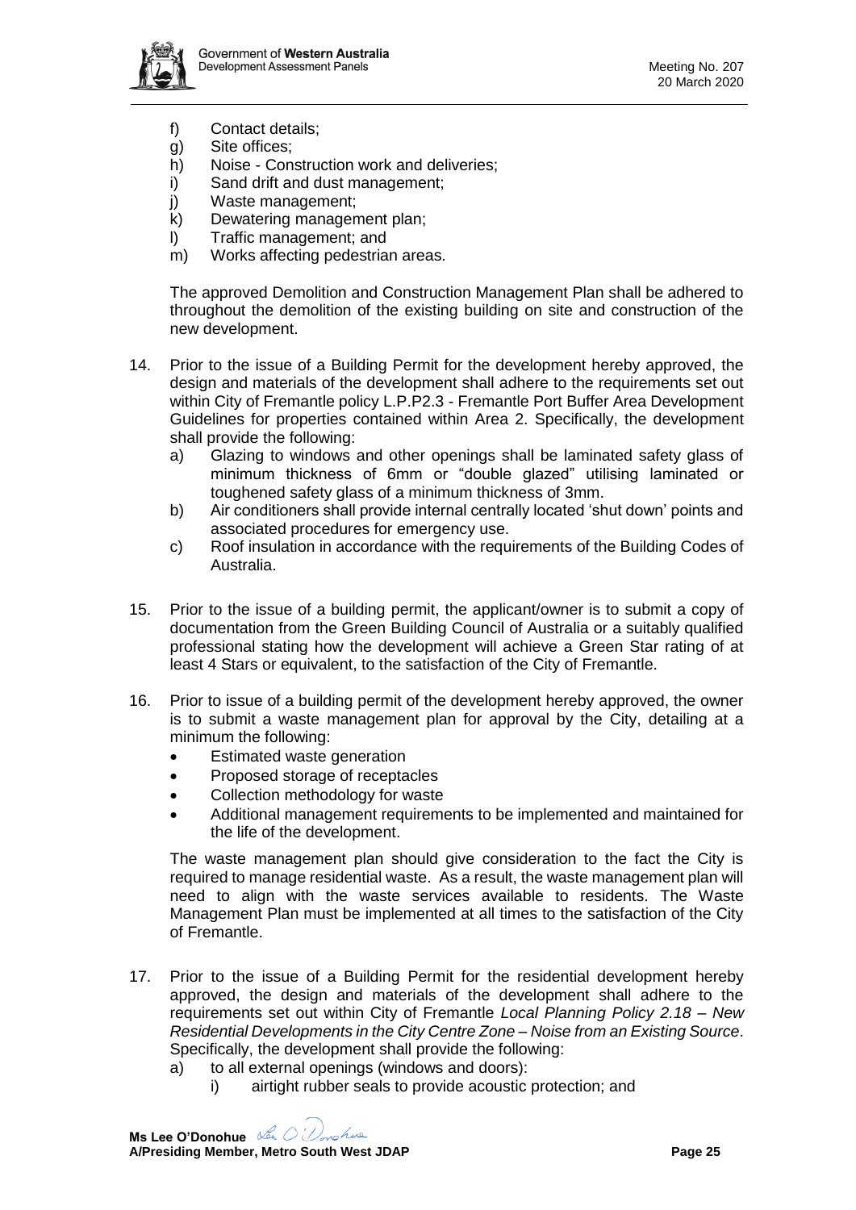f) Contact details;
g) Site offices;
h) Noise - Construction work and deliveries;
i) Sand drift and dust management;
j) Waste management;
k) Dewatering management plan;
l) Traffic management; and
m) Works affecting pedestrian areas.

The approved Demolition and Construction Management Plan shall be adhered to throughout the demolition of the existing building on site and construction of the new development.

14. Prior to the issue of a Building Permit for the development hereby approved, the design and materials of the development shall adhere to the requirements set out within City of Fremantle policy L.P.P2.3 - Fremantle Port Buffer Area Development Guidelines for properties contained within Area 2. Specifically, the development shall provide the following:
    a) Glazing to windows and other openings shall be laminated safety glass of minimum thickness of 6mm or "double glazed" utilising laminated or toughened safety glass of a minimum thickness of 3mm.
    b) Air conditioners shall provide internal centrally located 'shut down' points and associated procedures for emergency use.
    c) Roof insulation in accordance with the requirements of the Building Codes of Australia.

15. Prior to the issue of a building permit, the applicant/owner is to submit a copy of documentation from the Green Building Council of Australia or a suitably qualified professional stating how the development will achieve a Green Star rating of at least 4 Stars or equivalent, to the satisfaction of the City of Fremantle.

16. Prior to issue of a building permit of the development hereby approved, the owner is to submit a waste management plan for approval by the City, detailing at a minimum the following:
    - Estimated waste generation
    - Proposed storage of receptacles
    - Collection methodology for waste
    - Additional management requirements to be implemented and maintained for the life of the development.

    The waste management plan should give consideration to the fact the City is required to manage residential waste. As a result, the waste management plan will need to align with the waste services available to residents. The Waste Management Plan must be implemented at all times to the satisfaction of the City of Fremantle.

17. Prior to the issue of a Building Permit for the residential development hereby approved, the design and materials of the development shall adhere to the requirements set out within City of Fremantle *Local Planning Policy 2.18 – New Residential Developments in the City Centre Zone – Noise from an Existing Source*. Specifically, the development shall provide the following:
    a) to all external openings (windows and doors):
        i) airtight rubber seals to provide acoustic protection; and

**Ms Lee O'Donohue**
**A/Presiding Member, Metro South West JDAP**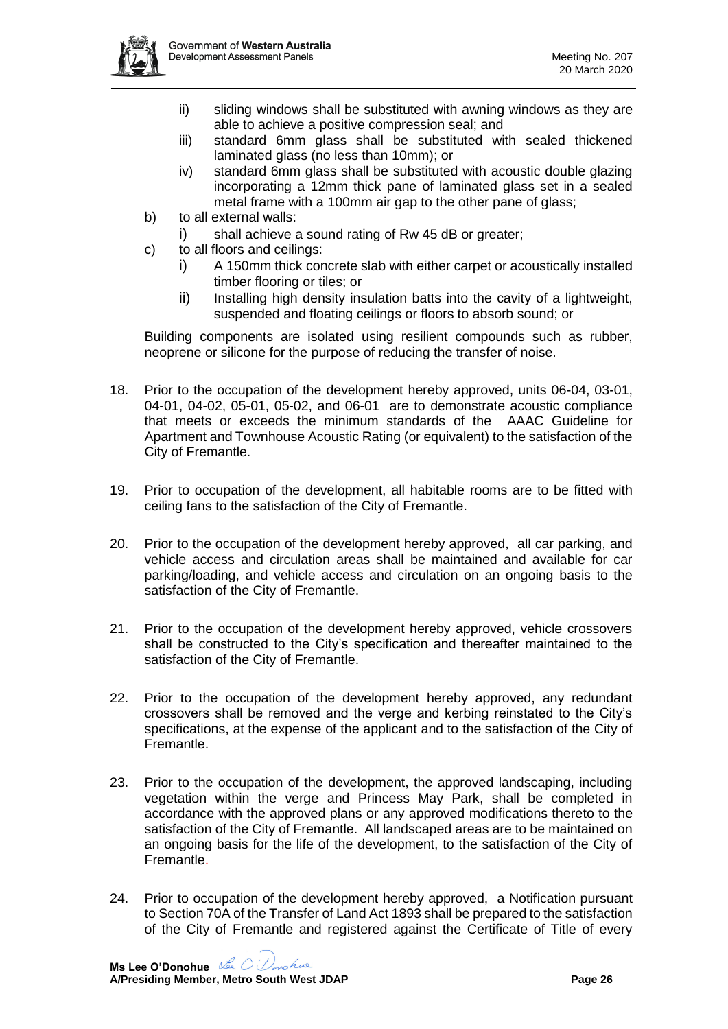ii) sliding windows shall be substituted with awning windows as they are able to achieve a positive compression seal; and
   iii) standard 6mm glass shall be substituted with sealed thickened laminated glass (no less than 10mm); or
   iv) standard 6mm glass shall be substituted with acoustic double glazing incorporating a 12mm thick pane of laminated glass set in a sealed metal frame with a 100mm air gap to the other pane of glass;

b) to all external walls:
   i) shall achieve a sound rating of Rw 45 dB or greater;

c) to all floors and ceilings:
   i) A 150mm thick concrete slab with either carpet or acoustically installed timber flooring or tiles; or
   ii) Installing high density insulation batts into the cavity of a lightweight, suspended and floating ceilings or floors to absorb sound; or

Building components are isolated using resilient compounds such as rubber, neoprene or silicone for the purpose of reducing the transfer of noise.

18. Prior to the occupation of the development hereby approved, units 06-04, 03-01, 04-01, 04-02, 05-01, 05-02, and 06-01 are to demonstrate acoustic compliance that meets or exceeds the minimum standards of the AAAC Guideline for Apartment and Townhouse Acoustic Rating (or equivalent) to the satisfaction of the City of Fremantle.

19. Prior to occupation of the development, all habitable rooms are to be fitted with ceiling fans to the satisfaction of the City of Fremantle.

20. Prior to the occupation of the development hereby approved, all car parking, and vehicle access and circulation areas shall be maintained and available for car parking/loading, and vehicle access and circulation on an ongoing basis to the satisfaction of the City of Fremantle.

21. Prior to the occupation of the development hereby approved, vehicle crossovers shall be constructed to the City's specification and thereafter maintained to the satisfaction of the City of Fremantle.

22. Prior to the occupation of the development hereby approved, any redundant crossovers shall be removed and the verge and kerbing reinstated to the City's specifications, at the expense of the applicant and to the satisfaction of the City of Fremantle.

23. Prior to the occupation of the development, the approved landscaping, including vegetation within the verge and Princess May Park, shall be completed in accordance with the approved plans or any approved modifications thereto to the satisfaction of the City of Fremantle. All landscaped areas are to be maintained on an ongoing basis for the life of the development, to the satisfaction of the City of Fremantle.

24. Prior to occupation of the development hereby approved, a Notification pursuant to Section 70A of the Transfer of Land Act 1893 shall be prepared to the satisfaction of the City of Fremantle and registered against the Certificate of Title of every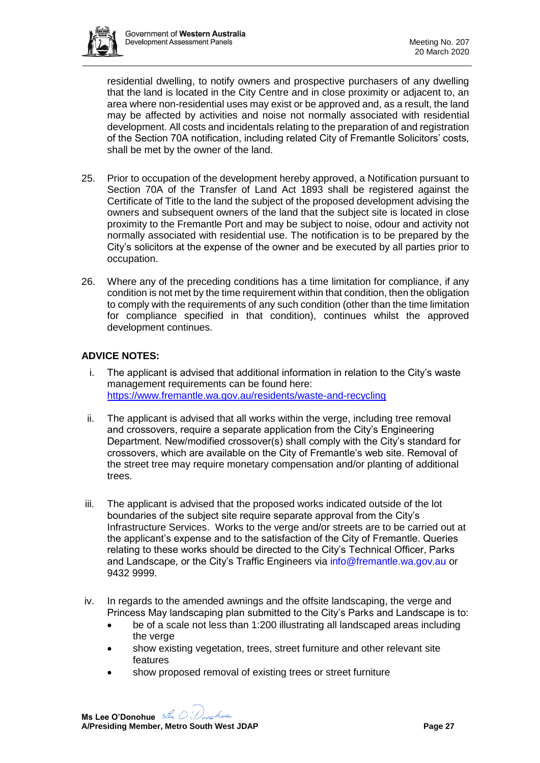residential dwelling, to notify owners and prospective purchasers of any dwelling that the land is located in the City Centre and in close proximity or adjacent to, an area where non-residential uses may exist or be approved and, as a result, the land may be affected by activities and noise not normally associated with residential development. All costs and incidentals relating to the preparation of and registration of the Section 70A notification, including related City of Fremantle Solicitors' costs, shall be met by the owner of the land.

25. Prior to occupation of the development hereby approved, a Notification pursuant to Section 70A of the Transfer of Land Act 1893 shall be registered against the Certificate of Title to the land the subject of the proposed development advising the owners and subsequent owners of the land that the subject site is located in close proximity to the Fremantle Port and may be subject to noise, odour and activity not normally associated with residential use. The notification is to be prepared by the City's solicitors at the expense of the owner and be executed by all parties prior to occupation.

26. Where any of the preceding conditions has a time limitation for compliance, if any condition is not met by the time requirement within that condition, then the obligation to comply with the requirements of any such condition (other than the time limitation for compliance specified in that condition), continues whilst the approved development continues.

**ADVICE NOTES:**

i. The applicant is advised that additional information in relation to the City's waste management requirements can be found here: https://www.fremantle.wa.gov.au/residents/waste-and-recycling

ii. The applicant is advised that all works within the verge, including tree removal and crossovers, require a separate application from the City's Engineering Department. New/modified crossover(s) shall comply with the City's standard for crossovers, which are available on the City of Fremantle's web site. Removal of the street tree may require monetary compensation and/or planting of additional trees.

iii. The applicant is advised that the proposed works indicated outside of the lot boundaries of the subject site require separate approval from the City's Infrastructure Services. Works to the verge and/or streets are to be carried out at the applicant's expense and to the satisfaction of the City of Fremantle. Queries relating to these works should be directed to the City's Technical Officer, Parks and Landscape, or the City's Traffic Engineers via info@fremantle.wa.gov.au or 9432 9999.

iv. In regards to the amended awnings and the offsite landscaping, the verge and Princess May landscaping plan submitted to the City's Parks and Landscape is to:
   - be of a scale not less than 1:200 illustrating all landscaped areas including the verge
   - show existing vegetation, trees, street furniture and other relevant site features
   - show proposed removal of existing trees or street furniture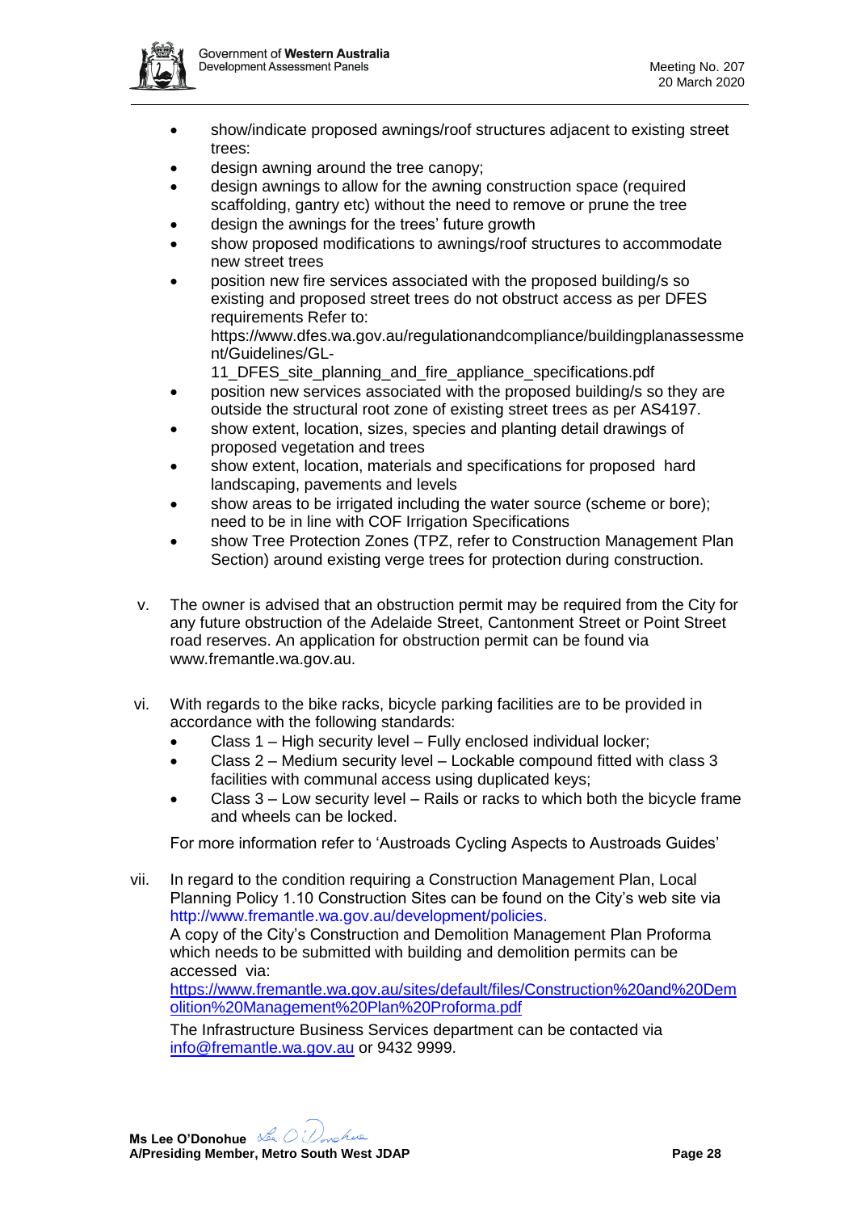- show/indicate proposed awnings/roof structures adjacent to existing street trees:
- design awning around the tree canopy;
- design awnings to allow for the awning construction space (required scaffolding, gantry etc) without the need to remove or prune the tree
- design the awnings for the trees' future growth
- show proposed modifications to awnings/roof structures to accommodate new street trees
- position new fire services associated with the proposed building/s so existing and proposed street trees do not obstruct access as per DFES requirements Refer to: https://www.dfes.wa.gov.au/regulationandcompliance/buildingplanassessment/Guidelines/GL-11_DFES_site_planning_and_fire_appliance_specifications.pdf
- position new services associated with the proposed building/s so they are outside the structural root zone of existing street trees as per AS4197.
- show extent, location, sizes, species and planting detail drawings of proposed vegetation and trees
- show extent, location, materials and specifications for proposed hard landscaping, pavements and levels
- show areas to be irrigated including the water source (scheme or bore); need to be in line with COF Irrigation Specifications
- show Tree Protection Zones (TPZ, refer to Construction Management Plan Section) around existing verge trees for protection during construction.

v. The owner is advised that an obstruction permit may be required from the City for any future obstruction of the Adelaide Street, Cantonment Street or Point Street road reserves. An application for obstruction permit can be found via www.fremantle.wa.gov.au.

vi. With regards to the bike racks, bicycle parking facilities are to be provided in accordance with the following standards:
   - Class 1 – High security level – Fully enclosed individual locker;
   - Class 2 – Medium security level – Lockable compound fitted with class 3 facilities with communal access using duplicated keys;
   - Class 3 – Low security level – Rails or racks to which both the bicycle frame and wheels can be locked.

   For more information refer to 'Austroads Cycling Aspects to Austroads Guides'

vii. In regard to the condition requiring a Construction Management Plan, Local Planning Policy 1.10 Construction Sites can be found on the City's web site via http://www.fremantle.wa.gov.au/development/policies.
   A copy of the City's Construction and Demolition Management Plan Proforma which needs to be submitted with building and demolition permits can be accessed via:
   https://www.fremantle.wa.gov.au/sites/default/files/Construction%20and%20Demolition%20Management%20Plan%20Proforma.pdf

   The Infrastructure Business Services department can be contacted via info@fremantle.wa.gov.au or 9432 9999.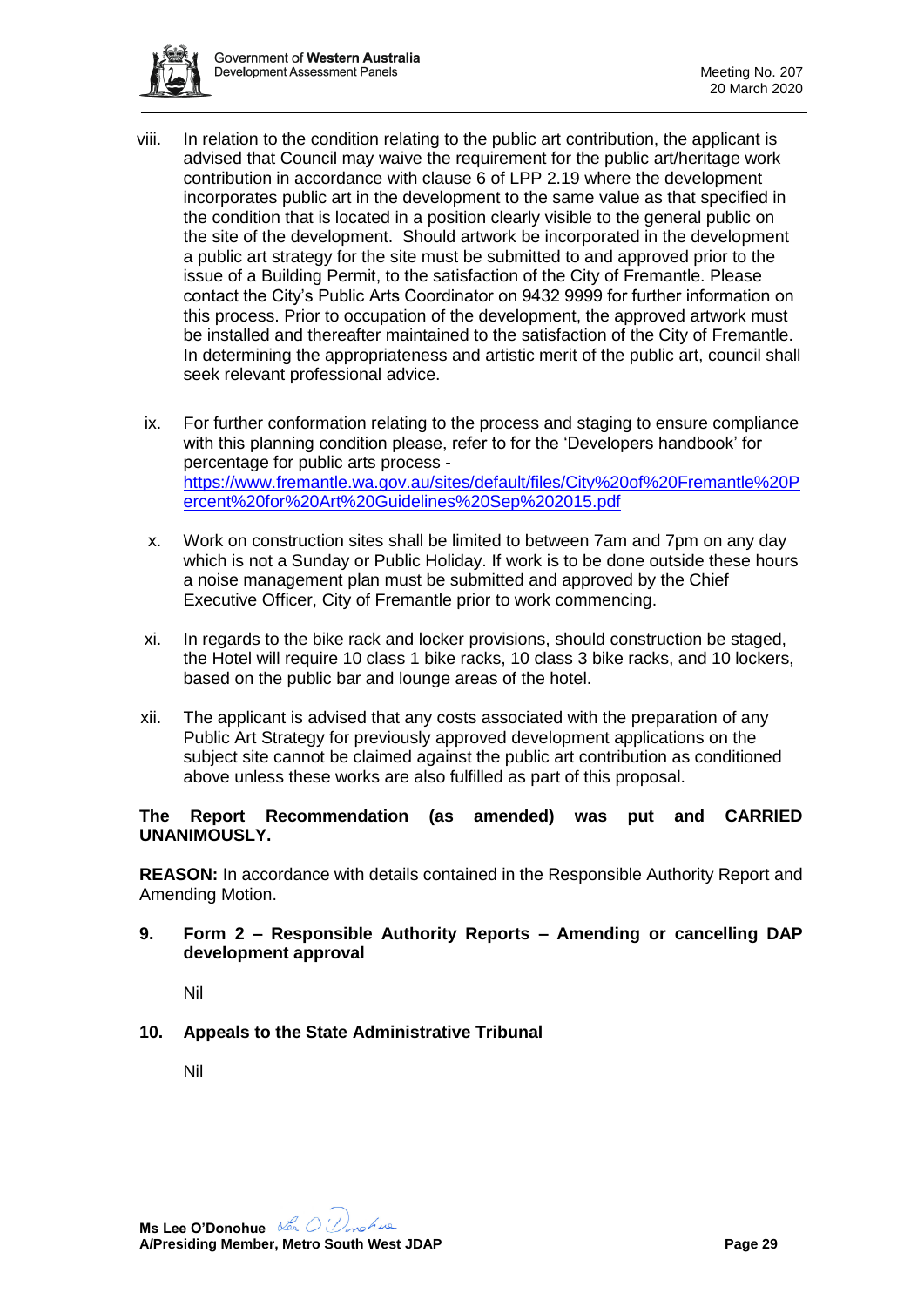viii. In relation to the condition relating to the public art contribution, the applicant is advised that Council may waive the requirement for the public art/heritage work contribution in accordance with clause 6 of LPP 2.19 where the development incorporates public art in the development to the same value as that specified in the condition that is located in a position clearly visible to the general public on the site of the development. Should artwork be incorporated in the development a public art strategy for the site must be submitted to and approved prior to the issue of a Building Permit, to the satisfaction of the City of Fremantle. Please contact the City's Public Arts Coordinator on 9432 9999 for further information on this process. Prior to occupation of the development, the approved artwork must be installed and thereafter maintained to the satisfaction of the City of Fremantle. In determining the appropriateness and artistic merit of the public art, council shall seek relevant professional advice.

ix. For further conformation relating to the process and staging to ensure compliance with this planning condition please, refer to for the 'Developers handbook' for percentage for public arts process - [https://www.fremantle.wa.gov.au/sites/default/files/City%20of%20Fremantle%20Percent%20for%20Art%20Guidelines%20Sep%202015.pdf](https://www.fremantle.wa.gov.au/sites/default/files/City%20of%20Fremantle%20Percent%20for%20Art%20Guidelines%20Sep%202015.pdf)

x. Work on construction sites shall be limited to between 7am and 7pm on any day which is not a Sunday or Public Holiday. If work is to be done outside these hours a noise management plan must be submitted and approved by the Chief Executive Officer, City of Fremantle prior to work commencing.

xi. In regards to the bike rack and locker provisions, should construction be staged, the Hotel will require 10 class 1 bike racks, 10 class 3 bike racks, and 10 lockers, based on the public bar and lounge areas of the hotel.

xii. The applicant is advised that any costs associated with the preparation of any Public Art Strategy for previously approved development applications on the subject site cannot be claimed against the public art contribution as conditioned above unless these works are also fulfilled as part of this proposal.

**The Report Recommendation (as amended) was put and CARRIED UNANIMOUSLY.**

**REASON:** In accordance with details contained in the Responsible Authority Report and Amending Motion.

## 9. Form 2 – Responsible Authority Reports – Amending or cancelling DAP development approval

Nil

## 10. Appeals to the State Administrative Tribunal

Nil

**Ms Lee O'Donohue**
**A/Presiding Member, Metro South West JDAP**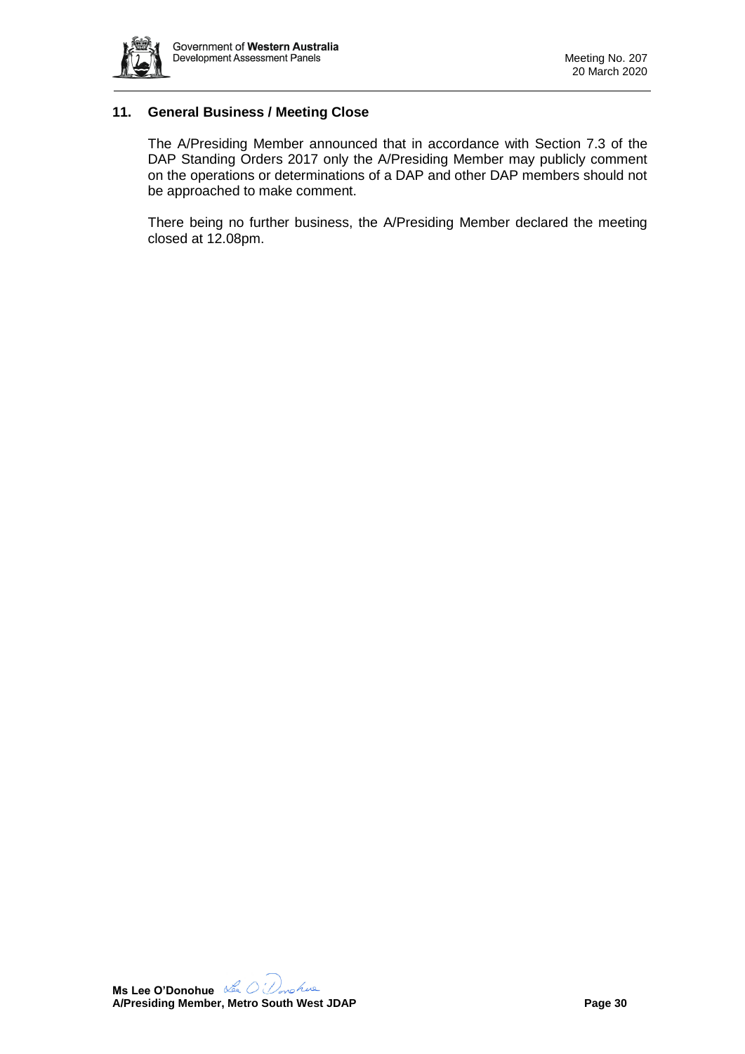## 11. General Business / Meeting Close

The A/Presiding Member announced that in accordance with Section 7.3 of the DAP Standing Orders 2017 only the A/Presiding Member may publicly comment on the operations or determinations of a DAP and other DAP members should not be approached to make comment.

There being no further business, the A/Presiding Member declared the meeting closed at 12.08pm.